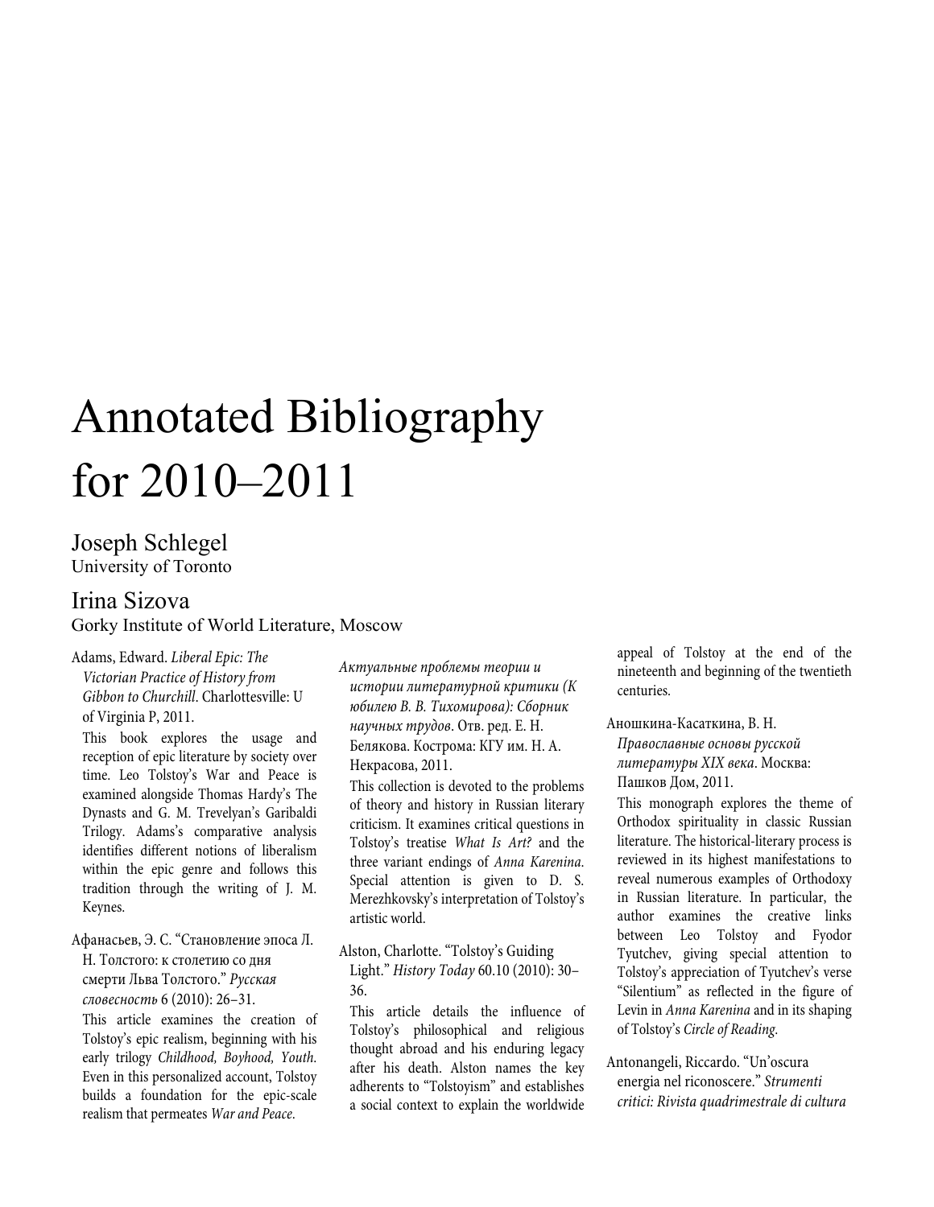# Annotated Bibliography for 2010–2011

## Joseph Schlegel
University of Toronto

## Irina Sizova
Gorky Institute of World Literature, Moscow

Adams, Edward. *Liberal Epic: The Victorian Practice of History from Gibbon to Churchill*. Charlottesville: U of Virginia P, 2011.

This book explores the usage and reception of epic literature by society over time. Leo Tolstoy's War and Peace is examined alongside Thomas Hardy's The Dynasts and G. M. Trevelyan's Garibaldi Trilogy. Adams's comparative analysis identifies different notions of liberalism within the epic genre and follows this tradition through the writing of J. M. Keynes.

Афанасьев, Э. С. "Становление эпоса Л. Н. Толстого: к столетию со дня смерти Льва Толстого." *Русская словесность* 6 (2010): 26–31.

This article examines the creation of Tolstoy's epic realism, beginning with his early trilogy *Childhood, Boyhood, Youth.* Even in this personalized account, Tolstoy builds a foundation for the epic-scale realism that permeates *War and Peace.*

*Актуальные проблемы теории и истории литературной критики (К юбилею В. В. Тихомирова): Сборник научных трудов*. Отв. ред. Е. Н. Белякова. Кострома: КГУ им. Н. А. Некрасова, 2011.

This collection is devoted to the problems of theory and history in Russian literary criticism. It examines critical questions in Tolstoy's treatise *What Is Art?* and the three variant endings of *Anna Karenina.* Special attention is given to D. S. Merezhkovsky's interpretation of Tolstoy's artistic world.

Alston, Charlotte. "Tolstoy's Guiding Light." *History Today* 60.10 (2010): 30–36.

This article details the influence of Tolstoy's philosophical and religious thought abroad and his enduring legacy after his death. Alston names the key adherents to "Tolstoyism" and establishes a social context to explain the worldwide appeal of Tolstoy at the end of the nineteenth and beginning of the twentieth centuries.

Аношкина-Касаткина, В. Н. *Православные основы русской литературы XIX века*. Москва: Пашков Дом, 2011.

This monograph explores the theme of Orthodox spirituality in classic Russian literature. The historical-literary process is reviewed in its highest manifestations to reveal numerous examples of Orthodoxy in Russian literature. In particular, the author examines the creative links between Leo Tolstoy and Fyodor Tyutchev, giving special attention to Tolstoy's appreciation of Tyutchev's verse "Silentium" as reflected in the figure of Levin in *Anna Karenina* and in its shaping of Tolstoy's *Circle of Reading.*

Antonangeli, Riccardo. "Un'oscura energia nel riconoscere." *Strumenti critici: Rivista quadrimestrale di cultura*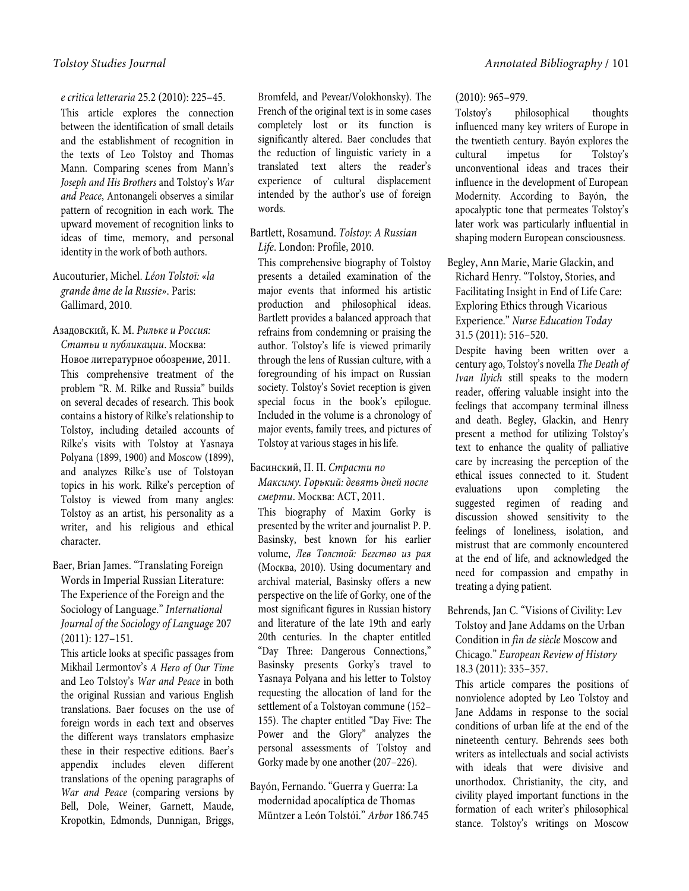*e critica letteraria* 25.2 (2010): 225–45.

This article explores the connection between the identification of small details and the establishment of recognition in the texts of Leo Tolstoy and Thomas Mann. Comparing scenes from Mann's *Joseph and His Brothers* and Tolstoy's *War and Peace*, Antonangeli observes a similar pattern of recognition in each work. The upward movement of recognition links to ideas of time, memory, and personal identity in the work of both authors.

Aucouturier, Michel. *Léon Tolstoï: «la grande âme de la Russie»*. Paris: Gallimard, 2010.

Азадовский, К. М. *Рильке и Россия: Статьи и публикации*. Москва: Новое литературное обозрение, 2011.

This comprehensive treatment of the problem "R. M. Rilke and Russia" builds on several decades of research. This book contains a history of Rilke's relationship to Tolstoy, including detailed accounts of Rilke's visits with Tolstoy at Yasnaya Polyana (1899, 1900) and Moscow (1899), and analyzes Rilke's use of Tolstoyan topics in his work. Rilke's perception of Tolstoy is viewed from many angles: Tolstoy as an artist, his personality as a writer, and his religious and ethical character.

Baer, Brian James. "Translating Foreign Words in Imperial Russian Literature: The Experience of the Foreign and the Sociology of Language." *International Journal of the Sociology of Language* 207 (2011): 127–151.

This article looks at specific passages from Mikhail Lermontov's *A Hero of Our Time* and Leo Tolstoy's *War and Peace* in both the original Russian and various English translations. Baer focuses on the use of foreign words in each text and observes the different ways translators emphasize these in their respective editions. Baer's appendix includes eleven different translations of the opening paragraphs of *War and Peace* (comparing versions by Bell, Dole, Weiner, Garnett, Maude, Kropotkin, Edmonds, Dunnigan, Briggs, Bromfeld, and Pevear/Volokhonsky). The French of the original text is in some cases completely lost or its function is significantly altered. Baer concludes that the reduction of linguistic variety in a translated text alters the reader's experience of cultural displacement intended by the author's use of foreign words.

Bartlett, Rosamund. *Tolstoy: A Russian Life*. London: Profile, 2010.

This comprehensive biography of Tolstoy presents a detailed examination of the major events that informed his artistic production and philosophical ideas. Bartlett provides a balanced approach that refrains from condemning or praising the author. Tolstoy's life is viewed primarily through the lens of Russian culture, with a foregrounding of his impact on Russian society. Tolstoy's Soviet reception is given special focus in the book's epilogue. Included in the volume is a chronology of major events, family trees, and pictures of Tolstoy at various stages in his life.

Басинский, П. П. *Страсти по Максиму. Горький: девять дней после смерти*. Москва: АСТ, 2011.

This biography of Maxim Gorky is presented by the writer and journalist P. P. Basinsky, best known for his earlier volume, *Лев Толстой: Бегство из рая* (Москва, 2010). Using documentary and archival material, Basinsky offers a new perspective on the life of Gorky, one of the most significant figures in Russian history and literature of the late 19th and early 20th centuries. In the chapter entitled "Day Three: Dangerous Connections," Basinsky presents Gorky's travel to Yasnaya Polyana and his letter to Tolstoy requesting the allocation of land for the settlement of a Tolstoyan commune (152–155). The chapter entitled "Day Five: The Power and the Glory" analyzes the personal assessments of Tolstoy and Gorky made by one another (207–226).

Bayón, Fernando. "Guerra y Guerra: La modernidad apocalíptica de Thomas Müntzer a León Tolstói." *Arbor* 186.745 (2010): 965–979.

Tolstoy's philosophical thoughts influenced many key writers of Europe in the twentieth century. Bayón explores the cultural impetus for Tolstoy's unconventional ideas and traces their influence in the development of European Modernity. According to Bayón, the apocalyptic tone that permeates Tolstoy's later work was particularly influential in shaping modern European consciousness.

Begley, Ann Marie, Marie Glackin, and Richard Henry. "Tolstoy, Stories, and Facilitating Insight in End of Life Care: Exploring Ethics through Vicarious Experience." *Nurse Education Today* 31.5 (2011): 516–520.

Despite having been written over a century ago, Tolstoy's novella *The Death of Ivan Ilyich* still speaks to the modern reader, offering valuable insight into the feelings that accompany terminal illness and death. Begley, Glackin, and Henry present a method for utilizing Tolstoy's text to enhance the quality of palliative care by increasing the perception of the ethical issues connected to it. Student evaluations upon completing the suggested regimen of reading and discussion showed sensitivity to the feelings of loneliness, isolation, and mistrust that are commonly encountered at the end of life, and acknowledged the need for compassion and empathy in treating a dying patient.

Behrends, Jan C. "Visions of Civility: Lev Tolstoy and Jane Addams on the Urban Condition in *fin de siècle* Moscow and Chicago." *European Review of History* 18.3 (2011): 335–357.

This article compares the positions of nonviolence adopted by Leo Tolstoy and Jane Addams in response to the social conditions of urban life at the end of the nineteenth century. Behrends sees both writers as intellectuals and social activists with ideals that were divisive and unorthodox. Christianity, the city, and civility played important functions in the formation of each writer's philosophical stance. Tolstoy's writings on Moscow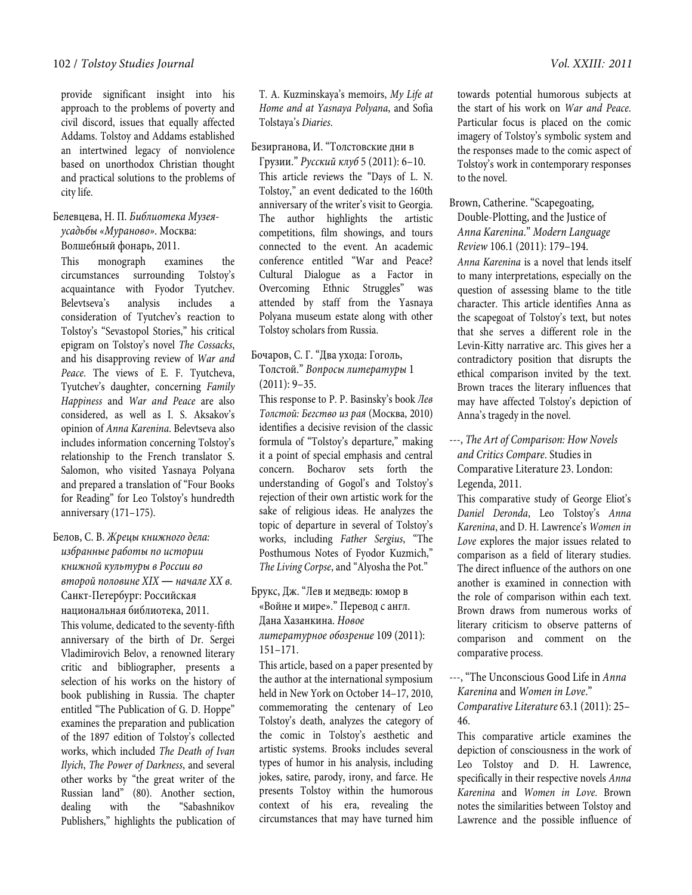provide significant insight into his approach to the problems of poverty and civil discord, issues that equally affected Addams. Tolstoy and Addams established an intertwined legacy of nonviolence based on unorthodox Christian thought and practical solutions to the problems of city life.

Белевцева, Н. П. *Библиотека Музея-усадьбы «Мураново»*. Москва: Волшебный фонарь, 2011.

This monograph examines the circumstances surrounding Tolstoy's acquaintance with Fyodor Tyutchev. Belevtseva's analysis includes a consideration of Tyutchev's reaction to Tolstoy's "Sevastopol Stories," his critical epigram on Tolstoy's novel *The Cossacks*, and his disapproving review of *War and Peace*. The views of E. F. Tyutcheva, Tyutchev's daughter, concerning *Family Happiness* and *War and Peace* are also considered, as well as I. S. Aksakov's opinion of *Anna Karenina*. Belevtseva also includes information concerning Tolstoy's relationship to the French translator S. Salomon, who visited Yasnaya Polyana and prepared a translation of "Four Books for Reading" for Leo Tolstoy's hundredth anniversary (171–175).

Белов, С. В. *Жрецы книжного дела: избранные работы по истории книжной культуры в России во второй половине XIX — начале XX в.* Санкт-Петербург: Российская национальная библиотека, 2011.

This volume, dedicated to the seventy-fifth anniversary of the birth of Dr. Sergei Vladimirovich Belov, a renowned literary critic and bibliographer, presents a selection of his works on the history of book publishing in Russia. The chapter entitled "The Publication of G. D. Hoppe" examines the preparation and publication of the 1897 edition of Tolstoy's collected works, which included *The Death of Ivan Ilyich*, *The Power of Darkness*, and several other works by "the great writer of the Russian land" (80). Another section, dealing with the "Sabashnikov Publishers," highlights the publication of T. A. Kuzminskaya's memoirs, *My Life at Home and at Yasnaya Polyana*, and Sofia Tolstaya's *Diaries*.

Безирганова, И. "Толстовские дни в Грузии." *Русский клуб* 5 (2011): 6–10.

This article reviews the "Days of L. N. Tolstoy," an event dedicated to the 160th anniversary of the writer's visit to Georgia. The author highlights the artistic competitions, film showings, and tours connected to the event. An academic conference entitled "War and Peace? Cultural Dialogue as a Factor in Overcoming Ethnic Struggles" was attended by staff from the Yasnaya Polyana museum estate along with other Tolstoy scholars from Russia.

Бочаров, С. Г. "Два ухода: Гоголь, Толстой." *Вопросы литературы* 1 (2011): 9–35.

This response to P. P. Basinsky's book *Лев Толстой: Бегство из рая* (Москва, 2010) identifies a decisive revision of the classic formula of "Tolstoy's departure," making it a point of special emphasis and central concern. Bocharov sets forth the understanding of Gogol's and Tolstoy's rejection of their own artistic work for the sake of religious ideas. He analyzes the topic of departure in several of Tolstoy's works, including *Father Sergius*, "The Posthumous Notes of Fyodor Kuzmich," *The Living Corpse*, and "Alyosha the Pot."

Брукс, Дж. "Лев и медведь: юмор в «Войне и мире»." Перевод с англ. Дана Хазанкина. *Новое литературное обозрение* 109 (2011): 151–171.

This article, based on a paper presented by the author at the international symposium held in New York on October 14–17, 2010, commemorating the centenary of Leo Tolstoy's death, analyzes the category of the comic in Tolstoy's aesthetic and artistic systems. Brooks includes several types of humor in his analysis, including jokes, satire, parody, irony, and farce. He presents Tolstoy within the humorous context of his era, revealing the circumstances that may have turned him towards potential humorous subjects at the start of his work on *War and Peace*. Particular focus is placed on the comic imagery of Tolstoy's symbolic system and the responses made to the comic aspect of Tolstoy's work in contemporary responses to the novel.

Brown, Catherine. "Scapegoating, Double-Plotting, and the Justice of *Anna Karenina*." *Modern Language Review* 106.1 (2011): 179–194.

*Anna Karenina* is a novel that lends itself to many interpretations, especially on the question of assessing blame to the title character. This article identifies Anna as the scapegoat of Tolstoy's text, but notes that she serves a different role in the Levin-Kitty narrative arc. This gives her a contradictory position that disrupts the ethical comparison invited by the text. Brown traces the literary influences that may have affected Tolstoy's depiction of Anna's tragedy in the novel.

---, *The Art of Comparison: How Novels and Critics Compare*. Studies in Comparative Literature 23. London: Legenda, 2011.

This comparative study of George Eliot's *Daniel Deronda*, Leo Tolstoy's *Anna Karenina*, and D. H. Lawrence's *Women in Love* explores the major issues related to comparison as a field of literary studies. The direct influence of the authors on one another is examined in connection with the role of comparison within each text. Brown draws from numerous works of literary criticism to observe patterns of comparison and comment on the comparative process.

---, "The Unconscious Good Life in *Anna Karenina* and *Women in Love*." *Comparative Literature* 63.1 (2011): 25–46.

This comparative article examines the depiction of consciousness in the work of Leo Tolstoy and D. H. Lawrence, specifically in their respective novels *Anna Karenina* and *Women in Love*. Brown notes the similarities between Tolstoy and Lawrence and the possible influence of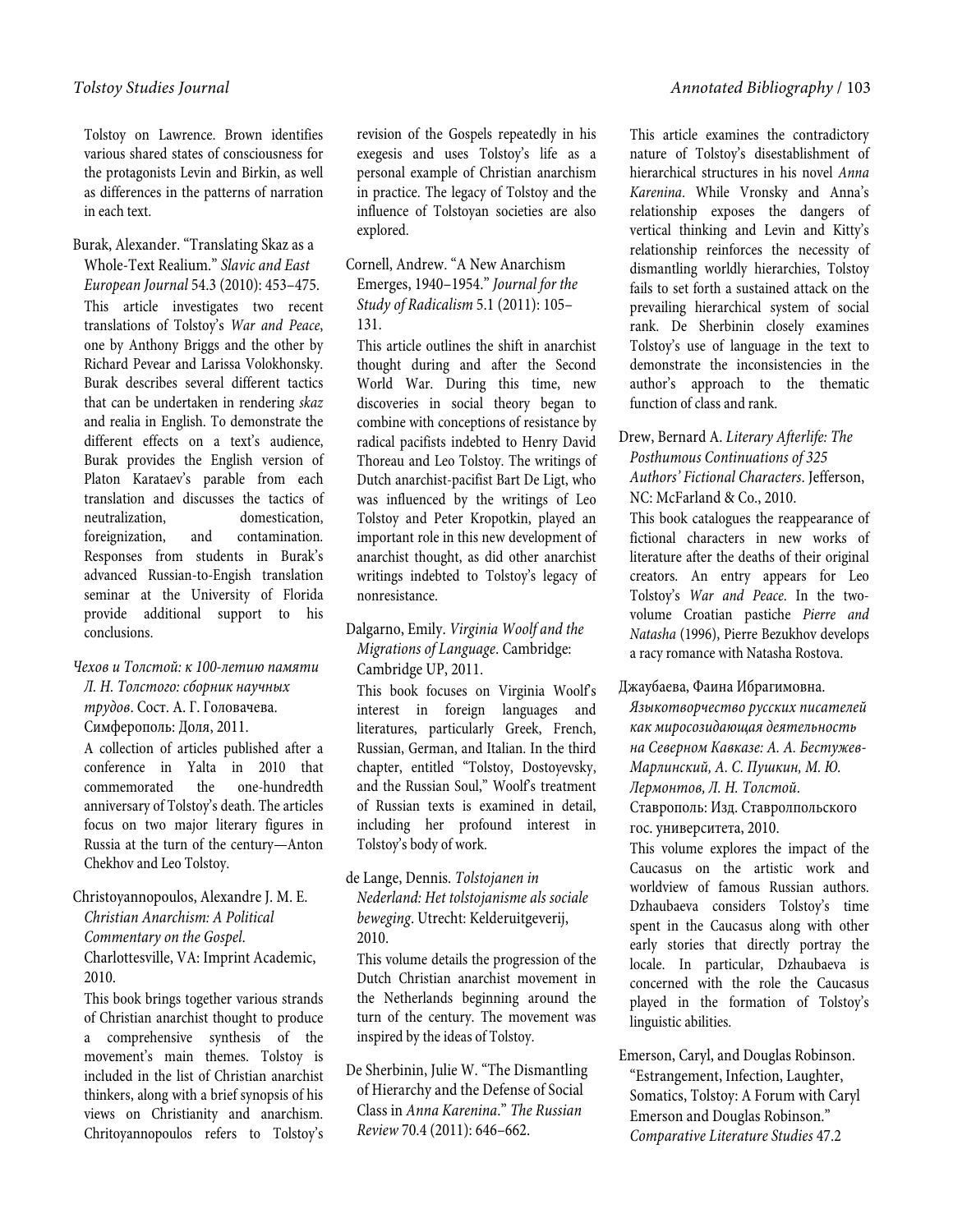Tolstoy on Lawrence. Brown identifies various shared states of consciousness for the protagonists Levin and Birkin, as well as differences in the patterns of narration in each text.

Burak, Alexander. "Translating Skaz as a Whole-Text Realium." *Slavic and East European Journal* 54.3 (2010): 453–475.
This article investigates two recent translations of Tolstoy's *War and Peace*, one by Anthony Briggs and the other by Richard Pevear and Larissa Volokhonsky. Burak describes several different tactics that can be undertaken in rendering *skaz* and realia in English. To demonstrate the different effects on a text's audience, Burak provides the English version of Platon Karataev's parable from each translation and discusses the tactics of neutralization, domestication, foreignization, and contamination. Responses from students in Burak's advanced Russian-to-Engish translation seminar at the University of Florida provide additional support to his conclusions.

*Чехов и Толстой: к 100-летию памяти Л. Н. Толстого: сборник научных трудов*. Сост. А. Г. Головачева. Симферополь: Доля, 2011.
A collection of articles published after a conference in Yalta in 2010 that commemorated the one-hundredth anniversary of Tolstoy's death. The articles focus on two major literary figures in Russia at the turn of the century—Anton Chekhov and Leo Tolstoy.

Christoyannopoulos, Alexandre J. M. E. *Christian Anarchism: A Political Commentary on the Gospel*. Charlottesville, VA: Imprint Academic, 2010.
This book brings together various strands of Christian anarchist thought to produce a comprehensive synthesis of the movement's main themes. Tolstoy is included in the list of Christian anarchist thinkers, along with a brief synopsis of his views on Christianity and anarchism. Chritoyannopoulos refers to Tolstoy's revision of the Gospels repeatedly in his exegesis and uses Tolstoy's life as a personal example of Christian anarchism in practice. The legacy of Tolstoy and the influence of Tolstoyan societies are also explored.

Cornell, Andrew. "A New Anarchism Emerges, 1940–1954." *Journal for the Study of Radicalism* 5.1 (2011): 105–131.
This article outlines the shift in anarchist thought during and after the Second World War. During this time, new discoveries in social theory began to combine with conceptions of resistance by radical pacifists indebted to Henry David Thoreau and Leo Tolstoy. The writings of Dutch anarchist-pacifist Bart De Ligt, who was influenced by the writings of Leo Tolstoy and Peter Kropotkin, played an important role in this new development of anarchist thought, as did other anarchist writings indebted to Tolstoy's legacy of nonresistance.

Dalgarno, Emily. *Virginia Woolf and the Migrations of Language*. Cambridge: Cambridge UP, 2011.
This book focuses on Virginia Woolf's interest in foreign languages and literatures, particularly Greek, French, Russian, German, and Italian. In the third chapter, entitled "Tolstoy, Dostoyevsky, and the Russian Soul," Woolf's treatment of Russian texts is examined in detail, including her profound interest in Tolstoy's body of work.

de Lange, Dennis. *Tolstojanen in Nederland: Het tolstojanisme als sociale beweging*. Utrecht: Kelderuitgeverij, 2010.
This volume details the progression of the Dutch Christian anarchist movement in the Netherlands beginning around the turn of the century. The movement was inspired by the ideas of Tolstoy.

De Sherbinin, Julie W. "The Dismantling of Hierarchy and the Defense of Social Class in *Anna Karenina*." *The Russian Review* 70.4 (2011): 646–662.
This article examines the contradictory nature of Tolstoy's disestablishment of hierarchical structures in his novel *Anna Karenina*. While Vronsky and Anna's relationship exposes the dangers of vertical thinking and Levin and Kitty's relationship reinforces the necessity of dismantling worldly hierarchies, Tolstoy fails to set forth a sustained attack on the prevailing hierarchical system of social rank. De Sherbinin closely examines Tolstoy's use of language in the text to demonstrate the inconsistencies in the author's approach to the thematic function of class and rank.

Drew, Bernard A. *Literary Afterlife: The Posthumous Continuations of 325 Authors' Fictional Characters*. Jefferson, NC: McFarland & Co., 2010.
This book catalogues the reappearance of fictional characters in new works of literature after the deaths of their original creators. An entry appears for Leo Tolstoy's *War and Peace*. In the two-volume Croatian pastiche *Pierre and Natasha* (1996), Pierre Bezukhov develops a racy romance with Natasha Rostova.

Джаубаева, Фаина Ибрагимовна. *Языкотворчество русских писателей как миросозидающая деятельность на Северном Кавказе: А. А. Бестужев-Марлинский, А. С. Пушкин, М. Ю. Лермонтов, Л. Н. Толстой*. Ставрополь: Изд. Ставролпольского гос. университета, 2010.
This volume explores the impact of the Caucasus on the artistic work and worldview of famous Russian authors. Dzhaubaeva considers Tolstoy's time spent in the Caucasus along with other early stories that directly portray the locale. In particular, Dzhaubaeva is concerned with the role the Caucasus played in the formation of Tolstoy's linguistic abilities.

Emerson, Caryl, and Douglas Robinson. "Estrangement, Infection, Laughter, Somatics, Tolstoy: A Forum with Caryl Emerson and Douglas Robinson." *Comparative Literature Studies* 47.2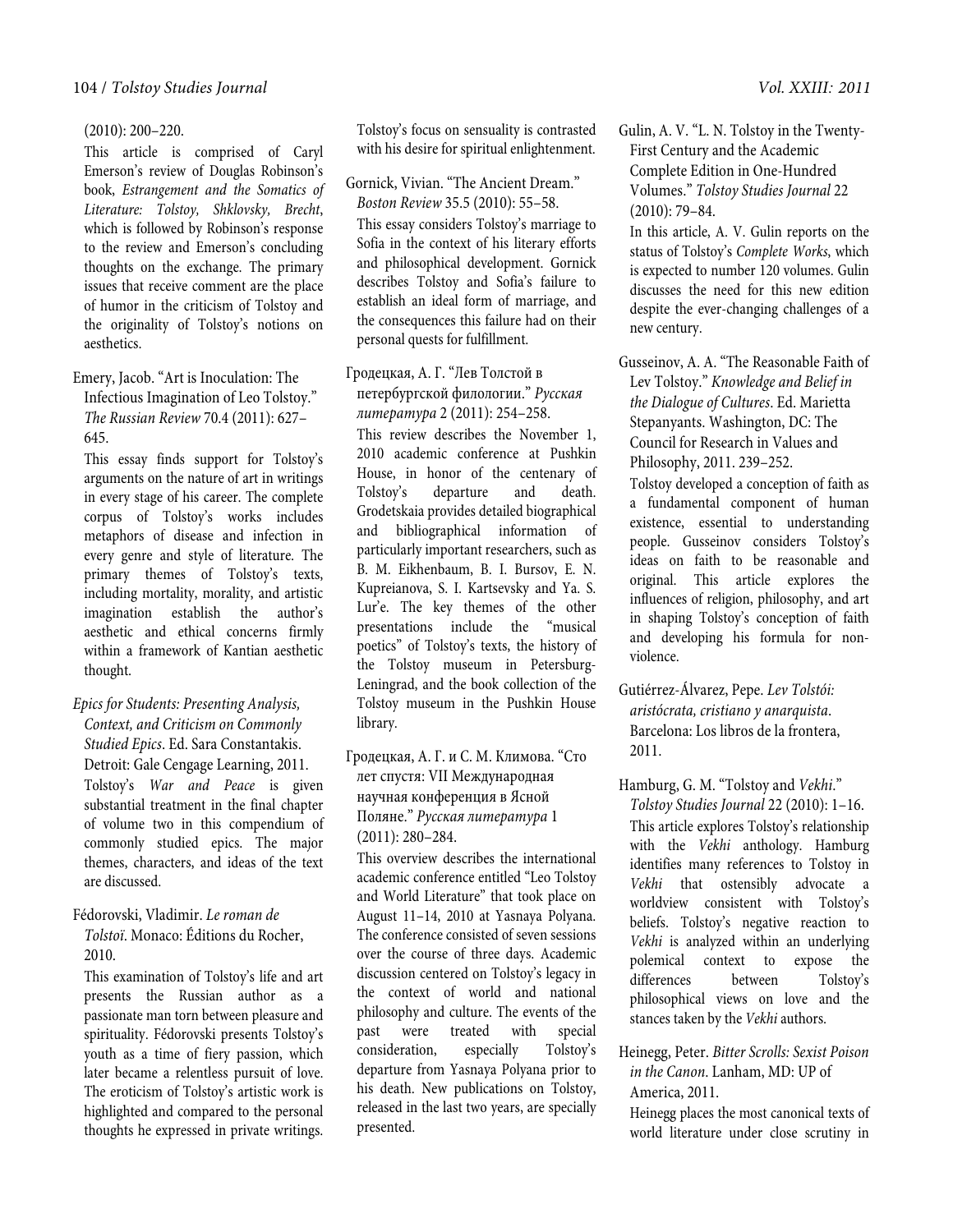(2010): 200–220.

This article is comprised of Caryl Emerson's review of Douglas Robinson's book, *Estrangement and the Somatics of Literature: Tolstoy, Shklovsky, Brecht*, which is followed by Robinson's response to the review and Emerson's concluding thoughts on the exchange. The primary issues that receive comment are the place of humor in the criticism of Tolstoy and the originality of Tolstoy's notions on aesthetics.

Emery, Jacob. "Art is Inoculation: The Infectious Imagination of Leo Tolstoy." *The Russian Review* 70.4 (2011): 627–645.

This essay finds support for Tolstoy's arguments on the nature of art in writings in every stage of his career. The complete corpus of Tolstoy's works includes metaphors of disease and infection in every genre and style of literature. The primary themes of Tolstoy's texts, including mortality, morality, and artistic imagination establish the author's aesthetic and ethical concerns firmly within a framework of Kantian aesthetic thought.

*Epics for Students: Presenting Analysis, Context, and Criticism on Commonly Studied Epics*. Ed. Sara Constantakis. Detroit: Gale Cengage Learning, 2011.

Tolstoy's *War and Peace* is given substantial treatment in the final chapter of volume two in this compendium of commonly studied epics. The major themes, characters, and ideas of the text are discussed.

Fédorovski, Vladimir. *Le roman de Tolstoï*. Monaco: Éditions du Rocher, 2010.

This examination of Tolstoy's life and art presents the Russian author as a passionate man torn between pleasure and spirituality. Fédorovski presents Tolstoy's youth as a time of fiery passion, which later became a relentless pursuit of love. The eroticism of Tolstoy's artistic work is highlighted and compared to the personal thoughts he expressed in private writings. Tolstoy's focus on sensuality is contrasted with his desire for spiritual enlightenment.

Gornick, Vivian. "The Ancient Dream." *Boston Review* 35.5 (2010): 55–58.

This essay considers Tolstoy's marriage to Sofia in the context of his literary efforts and philosophical development. Gornick describes Tolstoy and Sofia's failure to establish an ideal form of marriage, and the consequences this failure had on their personal quests for fulfillment.

Гродецкая, А. Г. "Лев Толстой в петербургской филологии." *Русская литература* 2 (2011): 254–258.

This review describes the November 1, 2010 academic conference at Pushkin House, in honor of the centenary of Tolstoy's departure and death. Grodetskaia provides detailed biographical and bibliographical information of particularly important researchers, such as B. M. Eikhenbaum, B. I. Bursov, E. N. Kupreianova, S. I. Kartsevsky and Ya. S. Lur'e. The key themes of the other presentations include the "musical poetics" of Tolstoy's texts, the history of the Tolstoy museum in Petersburg-Leningrad, and the book collection of the Tolstoy museum in the Pushkin House library.

Гродецкая, А. Г. и С. М. Климова. "Сто лет спустя: VII Международная научная конференция в Ясной Поляне." *Русская литература* 1 (2011): 280–284.

This overview describes the international academic conference entitled "Leo Tolstoy and World Literature" that took place on August 11–14, 2010 at Yasnaya Polyana. The conference consisted of seven sessions over the course of three days. Academic discussion centered on Tolstoy's legacy in the context of world and national philosophy and culture. The events of the past were treated with special consideration, especially Tolstoy's departure from Yasnaya Polyana prior to his death. New publications on Tolstoy, released in the last two years, are specially presented.

Gulin, A. V. "L. N. Tolstoy in the Twenty-First Century and the Academic Complete Edition in One-Hundred Volumes." *Tolstoy Studies Journal* 22 (2010): 79–84.

In this article, A. V. Gulin reports on the status of Tolstoy's *Complete Works*, which is expected to number 120 volumes. Gulin discusses the need for this new edition despite the ever-changing challenges of a new century.

Gusseinov, A. A. "The Reasonable Faith of Lev Tolstoy." *Knowledge and Belief in the Dialogue of Cultures*. Ed. Marietta Stepanyants. Washington, DC: The Council for Research in Values and Philosophy, 2011. 239–252.

Tolstoy developed a conception of faith as a fundamental component of human existence, essential to understanding people. Gusseinov considers Tolstoy's ideas on faith to be reasonable and original. This article explores the influences of religion, philosophy, and art in shaping Tolstoy's conception of faith and developing his formula for non-violence.

Gutiérrez-Álvarez, Pepe. *Lev Tolstói: aristócrata, cristiano y anarquista*. Barcelona: Los libros de la frontera, 2011.

Hamburg, G. M. "Tolstoy and *Vekhi*." *Tolstoy Studies Journal* 22 (2010): 1–16.

This article explores Tolstoy's relationship with the *Vekhi* anthology. Hamburg identifies many references to Tolstoy in *Vekhi* that ostensibly advocate a worldview consistent with Tolstoy's beliefs. Tolstoy's negative reaction to *Vekhi* is analyzed within an underlying polemical context to expose the differences between Tolstoy's philosophical views on love and the stances taken by the *Vekhi* authors.

Heinegg, Peter. *Bitter Scrolls: Sexist Poison in the Canon*. Lanham, MD: UP of America, 2011.

Heinegg places the most canonical texts of world literature under close scrutiny in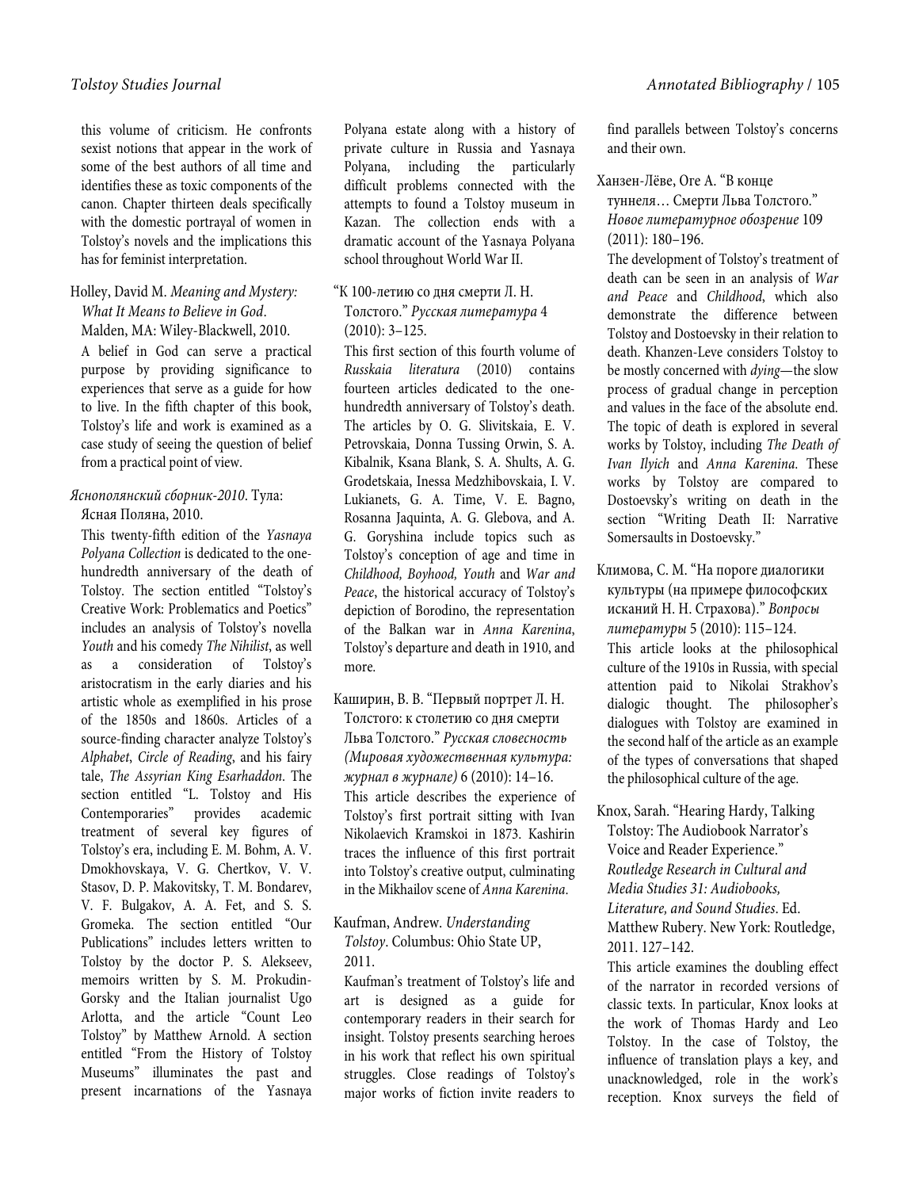this volume of criticism. He confronts sexist notions that appear in the work of some of the best authors of all time and identifies these as toxic components of the canon. Chapter thirteen deals specifically with the domestic portrayal of women in Tolstoy's novels and the implications this has for feminist interpretation.

Holley, David M. *Meaning and Mystery: What It Means to Believe in God*. Malden, MA: Wiley-Blackwell, 2010.

A belief in God can serve a practical purpose by providing significance to experiences that serve as a guide for how to live. In the fifth chapter of this book, Tolstoy's life and work is examined as a case study of seeing the question of belief from a practical point of view.

*Яснополянский сборник-2010*. Тула: Ясная Поляна, 2010.

This twenty-fifth edition of the *Yasnaya Polyana Collection* is dedicated to the one-hundredth anniversary of the death of Tolstoy. The section entitled "Tolstoy's Creative Work: Problematics and Poetics" includes an analysis of Tolstoy's novella *Youth* and his comedy *The Nihilist*, as well as a consideration of Tolstoy's aristocratism in the early diaries and his artistic whole as exemplified in his prose of the 1850s and 1860s. Articles of a source-finding character analyze Tolstoy's *Alphabet*, *Circle of Reading*, and his fairy tale, *The Assyrian King Esarhaddon*. The section entitled "L. Tolstoy and His Contemporaries" provides academic treatment of several key figures of Tolstoy's era, including E. M. Bohm, A. V. Dmokhovskaya, V. G. Chertkov, V. V. Stasov, D. P. Makovitsky, T. M. Bondarev, V. F. Bulgakov, A. A. Fet, and S. S. Gromeka. The section entitled "Our Publications" includes letters written to Tolstoy by the doctor P. S. Alekseev, memoirs written by S. M. Prokudin-Gorsky and the Italian journalist Ugo Arlotta, and the article "Count Leo Tolstoy" by Matthew Arnold. A section entitled "From the History of Tolstoy Museums" illuminates the past and present incarnations of the Yasnaya Polyana estate along with a history of private culture in Russia and Yasnaya Polyana, including the particularly difficult problems connected with the attempts to found a Tolstoy museum in Kazan. The collection ends with a dramatic account of the Yasnaya Polyana school throughout World War II.

"К 100-летию со дня смерти Л. Н. Толстого." *Русская литература* 4 (2010): 3–125.

This first section of this fourth volume of *Russkaia literatura* (2010) contains fourteen articles dedicated to the one-hundredth anniversary of Tolstoy's death. The articles by O. G. Slivitskaia, E. V. Petrovskaia, Donna Tussing Orwin, S. A. Kibalnik, Ksana Blank, S. A. Shults, A. G. Grodetskaia, Inessa Medzhibovskaia, I. V. Lukianets, G. A. Time, V. E. Bagno, Rosanna Jaquinta, A. G. Glebova, and A. G. Goryshina include topics such as Tolstoy's conception of age and time in *Childhood, Boyhood, Youth* and *War and Peace*, the historical accuracy of Tolstoy's depiction of Borodino, the representation of the Balkan war in *Anna Karenina*, Tolstoy's departure and death in 1910, and more.

Каширин, В. В. "Первый портрет Л. Н. Толстого: к столетию со дня смерти Льва Толстого." *Русская словесность (Мировая художественная культура: журнал в журнале)* 6 (2010): 14–16.

This article describes the experience of Tolstoy's first portrait sitting with Ivan Nikolaevich Kramskoi in 1873. Kashirin traces the influence of this first portrait into Tolstoy's creative output, culminating in the Mikhailov scene of *Anna Karenina*.

Kaufman, Andrew. *Understanding Tolstoy*. Columbus: Ohio State UP, 2011.

Kaufman's treatment of Tolstoy's life and art is designed as a guide for contemporary readers in their search for insight. Tolstoy presents searching heroes in his work that reflect his own spiritual struggles. Close readings of Tolstoy's major works of fiction invite readers to find parallels between Tolstoy's concerns and their own.

Ханзен-Лёве, Оге А. "В конце туннеля… Смерти Льва Толстого." *Новое литературное обозрение* 109 (2011): 180–196.

The development of Tolstoy's treatment of death can be seen in an analysis of *War and Peace* and *Childhood*, which also demonstrate the difference between Tolstoy and Dostoevsky in their relation to death. Khanzen-Leve considers Tolstoy to be mostly concerned with *dying*—the slow process of gradual change in perception and values in the face of the absolute end. The topic of death is explored in several works by Tolstoy, including *The Death of Ivan Ilyich* and *Anna Karenina*. These works by Tolstoy are compared to Dostoevsky's writing on death in the section "Writing Death II: Narrative Somersaults in Dostoevsky."

Климова, С. М. "На пороге диалогики культуры (на примере философских исканий Н. Н. Страхова)." *Вопросы литературы* 5 (2010): 115–124.

This article looks at the philosophical culture of the 1910s in Russia, with special attention paid to Nikolai Strakhov's dialogic thought. The philosopher's dialogues with Tolstoy are examined in the second half of the article as an example of the types of conversations that shaped the philosophical culture of the age.

Knox, Sarah. "Hearing Hardy, Talking Tolstoy: The Audiobook Narrator's Voice and Reader Experience." *Routledge Research in Cultural and Media Studies 31: Audiobooks, Literature, and Sound Studies*. Ed. Matthew Rubery. New York: Routledge, 2011. 127–142.

This article examines the doubling effect of the narrator in recorded versions of classic texts. In particular, Knox looks at the work of Thomas Hardy and Leo Tolstoy. In the case of Tolstoy, the influence of translation plays a key, and unacknowledged, role in the work's reception. Knox surveys the field of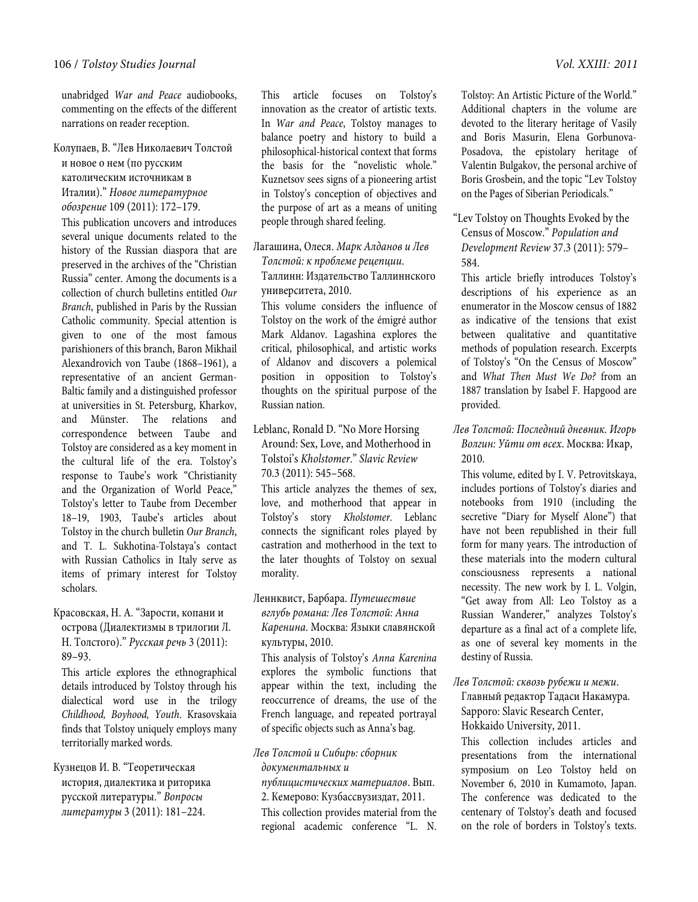unabridged *War and Peace* audiobooks, commenting on the effects of the different narrations on reader reception.

Колупаев, В. "Лев Николаевич Толстой и новое о нем (по русским католическим источникам в Италии)." *Новое литературное обозрение* 109 (2011): 172–179.

This publication uncovers and introduces several unique documents related to the history of the Russian diaspora that are preserved in the archives of the "Christian Russia" center. Among the documents is a collection of church bulletins entitled *Our Branch*, published in Paris by the Russian Catholic community. Special attention is given to one of the most famous parishioners of this branch, Baron Mikhail Alexandrovich von Taube (1868–1961), a representative of an ancient German-Baltic family and a distinguished professor at universities in St. Petersburg, Kharkov, and Münster. The relations and correspondence between Taube and Tolstoy are considered as a key moment in the cultural life of the era. Tolstoy's response to Taube's work "Christianity and the Organization of World Peace," Tolstoy's letter to Taube from December 18–19, 1903, Taube's articles about Tolstoy in the church bulletin *Our Branch*, and T. L. Sukhotina-Tolstaya's contact with Russian Catholics in Italy serve as items of primary interest for Tolstoy scholars.

Красовская, Н. А. "Заросли, копани и острова (Диалектизмы в трилогии Л. Н. Толстого)." *Русская речь* 3 (2011): 89–93.

This article explores the ethnographical details introduced by Tolstoy through his dialectical word use in the trilogy *Childhood, Boyhood, Youth*. Krasovskaia finds that Tolstoy uniquely employs many territorially marked words.

Кузнецов И. В. "Теоретическая история, диалектика и риторика русской литературы." *Вопросы литературы* 3 (2011): 181–224.

This article focuses on Tolstoy's innovation as the creator of artistic texts. In *War and Peace*, Tolstoy manages to balance poetry and history to build a philosophical-historical context that forms the basis for the "novelistic whole." Kuznetsov sees signs of a pioneering artist in Tolstoy's conception of objectives and the purpose of art as a means of uniting people through shared feeling.

Лагашина, Олеся. *Марк Алданов и Лев Толстой: к проблеме рецепции*. Таллинн: Издательство Таллиннского университета, 2010.

This volume considers the influence of Tolstoy on the work of the émigré author Mark Aldanov. Lagashina explores the critical, philosophical, and artistic works of Aldanov and discovers a polemical position in opposition to Tolstoy's thoughts on the spiritual purpose of the Russian nation.

Leblanc, Ronald D. "No More Horsing Around: Sex, Love, and Motherhood in Tolstoi's *Kholstomer*." *Slavic Review* 70.3 (2011): 545–568.

This article analyzes the themes of sex, love, and motherhood that appear in Tolstoy's story *Kholstomer*. Leblanc connects the significant roles played by castration and motherhood in the text to the later thoughts of Tolstoy on sexual morality.

Леннквист, Барбара. *Путешествие вглубь романа: Лев Толстой: Анна Каренина*. Москва: Языки славянской культуры, 2010.

This analysis of Tolstoy's *Anna Karenina* explores the symbolic functions that appear within the text, including the reoccurrence of dreams, the use of the French language, and repeated portrayal of specific objects such as Anna's bag.

*Лев Толстой и Сибирь: сборник документальных и публицистических материалов*. Вып. 2. Кемерово: Кузбассвузиздат, 2011.

This collection provides material from the regional academic conference "L. N. Tolstoy: An Artistic Picture of the World." Additional chapters in the volume are devoted to the literary heritage of Vasily and Boris Masurin, Elena Gorbunova-Posadova, the epistolary heritage of Valentin Bulgakov, the personal archive of Boris Grosbein, and the topic "Lev Tolstoy on the Pages of Siberian Periodicals."

"Lev Tolstoy on Thoughts Evoked by the Census of Moscow." *Population and Development Review* 37.3 (2011): 579–584.

This article briefly introduces Tolstoy's descriptions of his experience as an enumerator in the Moscow census of 1882 as indicative of the tensions that exist between qualitative and quantitative methods of population research. Excerpts of Tolstoy's "On the Census of Moscow" and *What Then Must We Do?* from an 1887 translation by Isabel F. Hapgood are provided.

*Лев Толстой: Последний дневник. Игорь Волгин: Уйти от всех*. Москва: Икар, 2010.

This volume, edited by I. V. Petrovitskaya, includes portions of Tolstoy's diaries and notebooks from 1910 (including the secretive "Diary for Myself Alone") that have not been republished in their full form for many years. The introduction of these materials into the modern cultural consciousness represents a national necessity. The new work by I. L. Volgin, "Get away from All: Leo Tolstoy as a Russian Wanderer," analyzes Tolstoy's departure as a final act of a complete life, as one of several key moments in the destiny of Russia.

*Лев Толстой: сквозь рубежи и межи*. Главный редактор Тадаси Накамура. Sapporo: Slavic Research Center, Hokkaido University, 2011.

This collection includes articles and presentations from the international symposium on Leo Tolstoy held on November 6, 2010 in Kumamoto, Japan. The conference was dedicated to the centenary of Tolstoy's death and focused on the role of borders in Tolstoy's texts.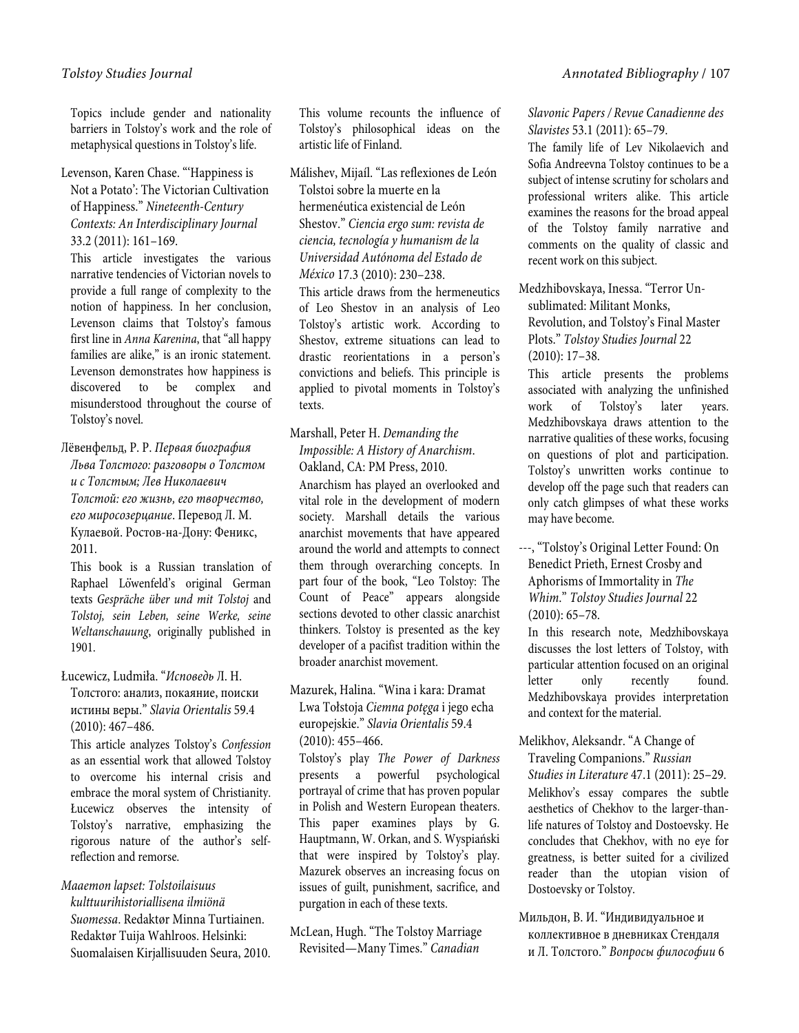Topics include gender and nationality barriers in Tolstoy's work and the role of metaphysical questions in Tolstoy's life.

Levenson, Karen Chase. "'Happiness is Not a Potato': The Victorian Cultivation of Happiness." *Nineteenth-Century Contexts: An Interdisciplinary Journal* 33.2 (2011): 161–169.

This article investigates the various narrative tendencies of Victorian novels to provide a full range of complexity to the notion of happiness. In her conclusion, Levenson claims that Tolstoy's famous first line in *Anna Karenina*, that "all happy families are alike," is an ironic statement. Levenson demonstrates how happiness is discovered to be complex and misunderstood throughout the course of Tolstoy's novel.

Лёвенфельд, Р. Р. *Первая биография Льва Толстого: разговоры о Толстом и с Толстым; Лев Николаевич Толстой: его жизнь, его творчество, его миросозерцание*. Перевод Л. М. Кулаевой. Ростов-на-Дону: Феникс, 2011.

This book is a Russian translation of Raphael Löwenfeld's original German texts *Gespräche über und mit Tolstoj* and *Tolstoj, sein Leben, seine Werke, seine Weltanschauung*, originally published in 1901.

Łucewicz, Ludmiła. "*Исповедь* Л. Н. Толстого: анализ, покаяние, поиски истины веры." *Slavia Orientalis* 59.4 (2010): 467–486.

This article analyzes Tolstoy's *Confession* as an essential work that allowed Tolstoy to overcome his internal crisis and embrace the moral system of Christianity. Łucewicz observes the intensity of Tolstoy's narrative, emphasizing the rigorous nature of the author's self-reflection and remorse.

*Maaemon lapset: Tolstoilaisuus kulttuurihistoriallisena ilmiönä Suomessa*. Redaktør Minna Turtiainen. Redaktør Tuija Wahlroos. Helsinki: Suomalaisen Kirjallisuuden Seura, 2010.

This volume recounts the influence of Tolstoy's philosophical ideas on the artistic life of Finland.

Málishev, Mijaíl. "Las reflexiones de León Tolstoi sobre la muerte en la hermenéutica existencial de León Shestov." *Ciencia ergo sum: revista de ciencia, tecnología y humanism de la Universidad Autónoma del Estado de México* 17.3 (2010): 230–238.

This article draws from the hermeneutics of Leo Shestov in an analysis of Leo Tolstoy's artistic work. According to Shestov, extreme situations can lead to drastic reorientations in a person's convictions and beliefs. This principle is applied to pivotal moments in Tolstoy's texts.

Marshall, Peter H. *Demanding the Impossible: A History of Anarchism*. Oakland, CA: PM Press, 2010.

Anarchism has played an overlooked and vital role in the development of modern society. Marshall details the various anarchist movements that have appeared around the world and attempts to connect them through overarching concepts. In part four of the book, "Leo Tolstoy: The Count of Peace" appears alongside sections devoted to other classic anarchist thinkers. Tolstoy is presented as the key developer of a pacifist tradition within the broader anarchist movement.

Mazurek, Halina. "Wina i kara: Dramat Lwa Tołstoja *Ciemna potęga* i jego echa europejskie." *Slavia Orientalis* 59.4 (2010): 455–466.

Tolstoy's play *The Power of Darkness* presents a powerful psychological portrayal of crime that has proven popular in Polish and Western European theaters. This paper examines plays by G. Hauptmann, W. Orkan, and S. Wyspiański that were inspired by Tolstoy's play. Mazurek observes an increasing focus on issues of guilt, punishment, sacrifice, and purgation in each of these texts.

McLean, Hugh. "The Tolstoy Marriage Revisited—Many Times." *Canadian Slavonic Papers / Revue Canadienne des Slavistes* 53.1 (2011): 65–79.

The family life of Lev Nikolaevich and Sofia Andreevna Tolstoy continues to be a subject of intense scrutiny for scholars and professional writers alike. This article examines the reasons for the broad appeal of the Tolstoy family narrative and comments on the quality of classic and recent work on this subject.

Medzhibovskaya, Inessa. "Terror Un-sublimated: Militant Monks, Revolution, and Tolstoy's Final Master Plots." *Tolstoy Studies Journal* 22 (2010): 17–38.

This article presents the problems associated with analyzing the unfinished work of Tolstoy's later years. Medzhibovskaya draws attention to the narrative qualities of these works, focusing on questions of plot and participation. Tolstoy's unwritten works continue to develop off the page such that readers can only catch glimpses of what these works may have become.

---, "Tolstoy's Original Letter Found: On Benedict Prieth, Ernest Crosby and Aphorisms of Immortality in *The Whim*." *Tolstoy Studies Journal* 22 (2010): 65–78.

In this research note, Medzhibovskaya discusses the lost letters of Tolstoy, with particular attention focused on an original letter only recently found. Medzhibovskaya provides interpretation and context for the material.

Melikhov, Aleksandr. "A Change of Traveling Companions." *Russian Studies in Literature* 47.1 (2011): 25–29.

Melikhov's essay compares the subtle aesthetics of Chekhov to the larger-than-life natures of Tolstoy and Dostoevsky. He concludes that Chekhov, with no eye for greatness, is better suited for a civilized reader than the utopian vision of Dostoevsky or Tolstoy.

Мильдон, В. И. "Индивидуальное и коллективное в дневниках Стендаля и Л. Толстого." *Вопросы философии* 6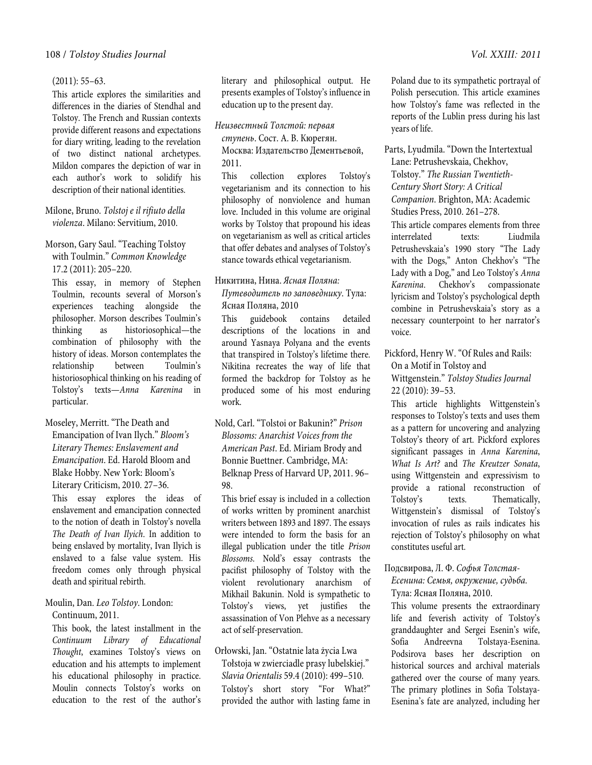(2011): 55–63.

This article explores the similarities and differences in the diaries of Stendhal and Tolstoy. The French and Russian contexts provide different reasons and expectations for diary writing, leading to the revelation of two distinct national archetypes. Mildon compares the depiction of war in each author's work to solidify his description of their national identities.

Milone, Bruno. *Tolstoj e il rifiuto della violenza*. Milano: Servitium, 2010.

Morson, Gary Saul. "Teaching Tolstoy with Toulmin." *Common Knowledge* 17.2 (2011): 205–220.

This essay, in memory of Stephen Toulmin, recounts several of Morson's experiences teaching alongside the philosopher. Morson describes Toulmin's thinking as historiosophical—the combination of philosophy with the history of ideas. Morson contemplates the relationship between Toulmin's historiosophical thinking on his reading of Tolstoy's texts—*Anna Karenina* in particular.

Moseley, Merritt. "The Death and Emancipation of Ivan Ilych." *Bloom's Literary Themes: Enslavement and Emancipation*. Ed. Harold Bloom and Blake Hobby. New York: Bloom's Literary Criticism, 2010. 27–36.

This essay explores the ideas of enslavement and emancipation connected to the notion of death in Tolstoy's novella *The Death of Ivan Ilyich*. In addition to being enslaved by mortality, Ivan Ilyich is enslaved to a false value system. His freedom comes only through physical death and spiritual rebirth.

Moulin, Dan. *Leo Tolstoy*. London: Continuum, 2011.

This book, the latest installment in the *Continuum Library of Educational Thought*, examines Tolstoy's views on education and his attempts to implement his educational philosophy in practice. Moulin connects Tolstoy's works on education to the rest of the author's literary and philosophical output. He presents examples of Tolstoy's influence in education up to the present day.

*Неизвестный Толстой: первая ступень*. Сост. А. В. Кюрегян. Москва: Издательство Дементьевой, 2011.

This collection explores Tolstoy's vegetarianism and its connection to his philosophy of nonviolence and human love. Included in this volume are original works by Tolstoy that propound his ideas on vegetarianism as well as critical articles that offer debates and analyses of Tolstoy's stance towards ethical vegetarianism.

Никитина, Нина. *Ясная Поляна: Путеводитель по заповеднику*. Тула: Ясная Поляна, 2010

This guidebook contains detailed descriptions of the locations in and around Yasnaya Polyana and the events that transpired in Tolstoy's lifetime there. Nikitina recreates the way of life that formed the backdrop for Tolstoy as he produced some of his most enduring work.

Nold, Carl. "Tolstoi or Bakunin?" *Prison Blossoms: Anarchist Voices from the American Past*. Ed. Miriam Brody and Bonnie Buettner. Cambridge, MA: Belknap Press of Harvard UP, 2011. 96–98.

This brief essay is included in a collection of works written by prominent anarchist writers between 1893 and 1897. The essays were intended to form the basis for an illegal publication under the title *Prison Blossoms*. Nold's essay contrasts the pacifist philosophy of Tolstoy with the violent revolutionary anarchism of Mikhail Bakunin. Nold is sympathetic to Tolstoy's views, yet justifies the assassination of Von Plehve as a necessary act of self-preservation.

Orłowski, Jan. "Ostatnie lata życia Lwa Tołstoja w zwierciadle prasy lubelskiej." *Slavia Orientalis* 59.4 (2010): 499–510.

Tolstoy's short story "For What?" provided the author with lasting fame in Poland due to its sympathetic portrayal of Polish persecution. This article examines how Tolstoy's fame was reflected in the reports of the Lublin press during his last years of life.

Parts, Lyudmila. "Down the Intertextual Lane: Petrushevskaia, Chekhov, Tolstoy." *The Russian Twentieth-Century Short Story: A Critical Companion*. Brighton, MA: Academic Studies Press, 2010. 261–278.

This article compares elements from three interrelated texts: Liudmila Petrushevskaia's 1990 story "The Lady with the Dogs," Anton Chekhov's "The Lady with a Dog," and Leo Tolstoy's *Anna Karenina*. Chekhov's compassionate lyricism and Tolstoy's psychological depth combine in Petrushevskaia's story as a necessary counterpoint to her narrator's voice.

Pickford, Henry W. "Of Rules and Rails: On a Motif in Tolstoy and Wittgenstein." *Tolstoy Studies Journal* 22 (2010): 39–53.

This article highlights Wittgenstein's responses to Tolstoy's texts and uses them as a pattern for uncovering and analyzing Tolstoy's theory of art. Pickford explores significant passages in *Anna Karenina*, *What Is Art?* and *The Kreutzer Sonata*, using Wittgenstein and expressivism to provide a rational reconstruction of Tolstoy's texts. Thematically, Wittgenstein's dismissal of Tolstoy's invocation of rules as rails indicates his rejection of Tolstoy's philosophy on what constitutes useful art.

Подсвирова, Л. Ф. *Софья Толстая-Есенина: Семья, окружение, судьба.* Тула: Ясная Поляна, 2010.

This volume presents the extraordinary life and feverish activity of Tolstoy's granddaughter and Sergei Esenin's wife, Sofia Andreevna Tolstaya-Esenina. Podsirova bases her description on historical sources and archival materials gathered over the course of many years. The primary plotlines in Sofia Tolstaya-Esenina's fate are analyzed, including her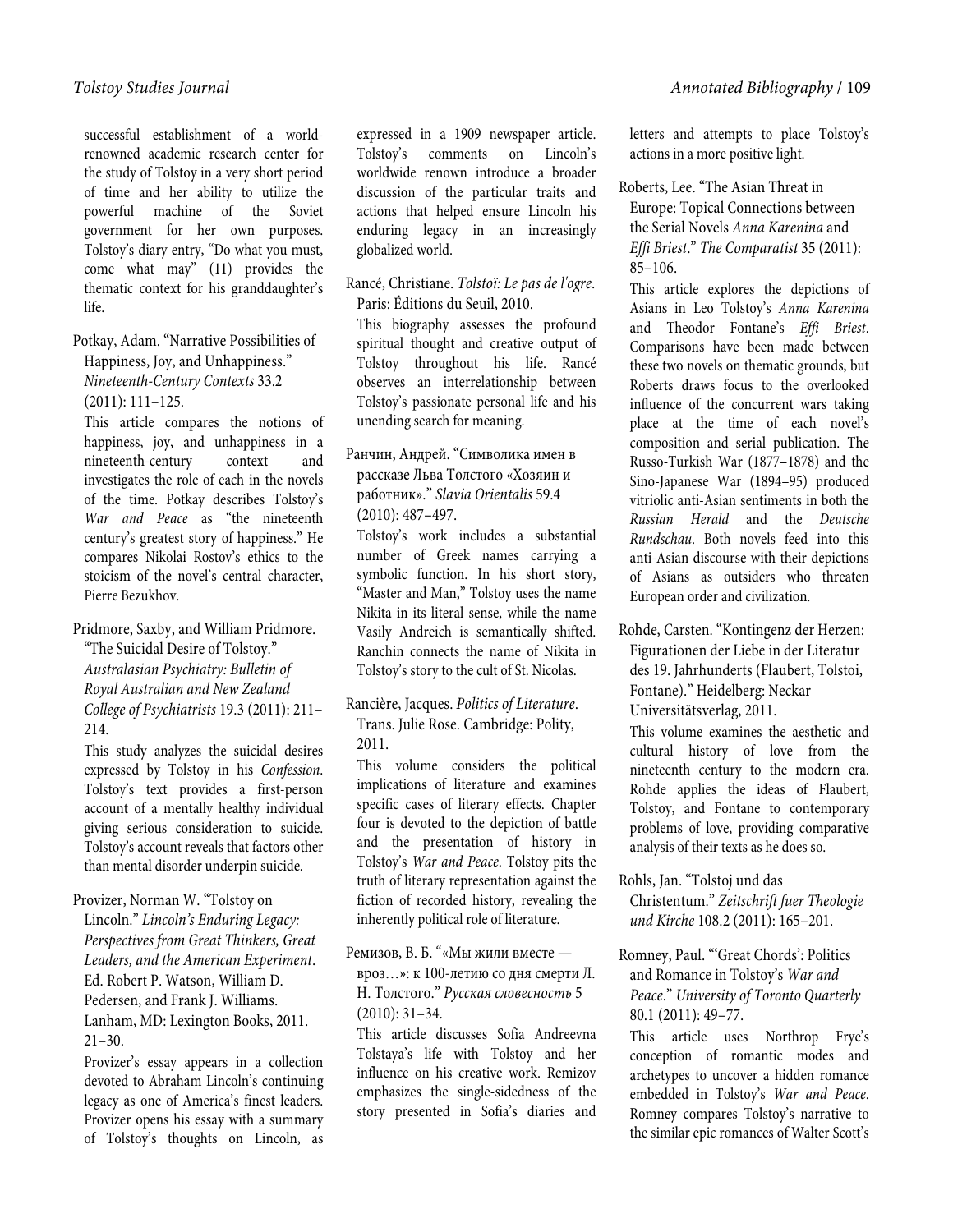successful establishment of a world-renowned academic research center for the study of Tolstoy in a very short period of time and her ability to utilize the powerful machine of the Soviet government for her own purposes. Tolstoy's diary entry, "Do what you must, come what may" (11) provides the thematic context for his granddaughter's life.

Potkay, Adam. "Narrative Possibilities of Happiness, Joy, and Unhappiness." *Nineteenth-Century Contexts* 33.2 (2011): 111–125.

This article compares the notions of happiness, joy, and unhappiness in a nineteenth-century context and investigates the role of each in the novels of the time. Potkay describes Tolstoy's *War and Peace* as "the nineteenth century's greatest story of happiness." He compares Nikolai Rostov's ethics to the stoicism of the novel's central character, Pierre Bezukhov.

Pridmore, Saxby, and William Pridmore. "The Suicidal Desire of Tolstoy." *Australasian Psychiatry: Bulletin of Royal Australian and New Zealand College of Psychiatrists* 19.3 (2011): 211–214.

This study analyzes the suicidal desires expressed by Tolstoy in his *Confession.* Tolstoy's text provides a first-person account of a mentally healthy individual giving serious consideration to suicide. Tolstoy's account reveals that factors other than mental disorder underpin suicide.

Provizer, Norman W. "Tolstoy on Lincoln." *Lincoln's Enduring Legacy: Perspectives from Great Thinkers, Great Leaders, and the American Experiment*. Ed. Robert P. Watson, William D. Pedersen, and Frank J. Williams. Lanham, MD: Lexington Books, 2011. 21–30.

Provizer's essay appears in a collection devoted to Abraham Lincoln's continuing legacy as one of America's finest leaders. Provizer opens his essay with a summary of Tolstoy's thoughts on Lincoln, as expressed in a 1909 newspaper article. Tolstoy's comments on Lincoln's worldwide renown introduce a broader discussion of the particular traits and actions that helped ensure Lincoln his enduring legacy in an increasingly globalized world.

Rancé, Christiane. *Tolstoï: Le pas de l'ogre*. Paris: Éditions du Seuil, 2010.

This biography assesses the profound spiritual thought and creative output of Tolstoy throughout his life. Rancé observes an interrelationship between Tolstoy's passionate personal life and his unending search for meaning.

Ранчин, Андрей. "Символика имен в рассказе Льва Толстого «Хозяин и работник»." *Slavia Orientalis* 59.4 (2010): 487–497.

Tolstoy's work includes a substantial number of Greek names carrying a symbolic function. In his short story, "Master and Man," Tolstoy uses the name Nikita in its literal sense, while the name Vasily Andreich is semantically shifted. Ranchin connects the name of Nikita in Tolstoy's story to the cult of St. Nicolas.

Rancière, Jacques. *Politics of Literature*. Trans. Julie Rose. Cambridge: Polity, 2011.

This volume considers the political implications of literature and examines specific cases of literary effects. Chapter four is devoted to the depiction of battle and the presentation of history in Tolstoy's *War and Peace*. Tolstoy pits the truth of literary representation against the fiction of recorded history, revealing the inherently political role of literature.

Ремизов, В. Б. "«Мы жили вместе — вроз…»: к 100-летию со дня смерти Л. Н. Толстого." *Русская словесность* 5 (2010): 31–34.

This article discusses Sofia Andreevna Tolstaya's life with Tolstoy and her influence on his creative work. Remizov emphasizes the single-sidedness of the story presented in Sofia's diaries and letters and attempts to place Tolstoy's actions in a more positive light.

Roberts, Lee. "The Asian Threat in Europe: Topical Connections between the Serial Novels *Anna Karenina* and *Effi Briest*." *The Comparatist* 35 (2011): 85–106.

This article explores the depictions of Asians in Leo Tolstoy's *Anna Karenina* and Theodor Fontane's *Effi Briest*. Comparisons have been made between these two novels on thematic grounds, but Roberts draws focus to the overlooked influence of the concurrent wars taking place at the time of each novel's composition and serial publication. The Russo-Turkish War (1877–1878) and the Sino-Japanese War (1894–95) produced vitriolic anti-Asian sentiments in both the *Russian Herald* and the *Deutsche Rundschau*. Both novels feed into this anti-Asian discourse with their depictions of Asians as outsiders who threaten European order and civilization.

Rohde, Carsten. "Kontingenz der Herzen: Figurationen der Liebe in der Literatur des 19. Jahrhunderts (Flaubert, Tolstoi, Fontane)." Heidelberg: Neckar Universitätsverlag, 2011.

This volume examines the aesthetic and cultural history of love from the nineteenth century to the modern era. Rohde applies the ideas of Flaubert, Tolstoy, and Fontane to contemporary problems of love, providing comparative analysis of their texts as he does so.

Rohls, Jan. "Tolstoj und das Christentum." *Zeitschrift fuer Theologie und Kirche* 108.2 (2011): 165–201.

Romney, Paul. "'Great Chords': Politics and Romance in Tolstoy's *War and Peace*." *University of Toronto Quarterly* 80.1 (2011): 49–77.

This article uses Northrop Frye's conception of romantic modes and archetypes to uncover a hidden romance embedded in Tolstoy's *War and Peace*. Romney compares Tolstoy's narrative to the similar epic romances of Walter Scott's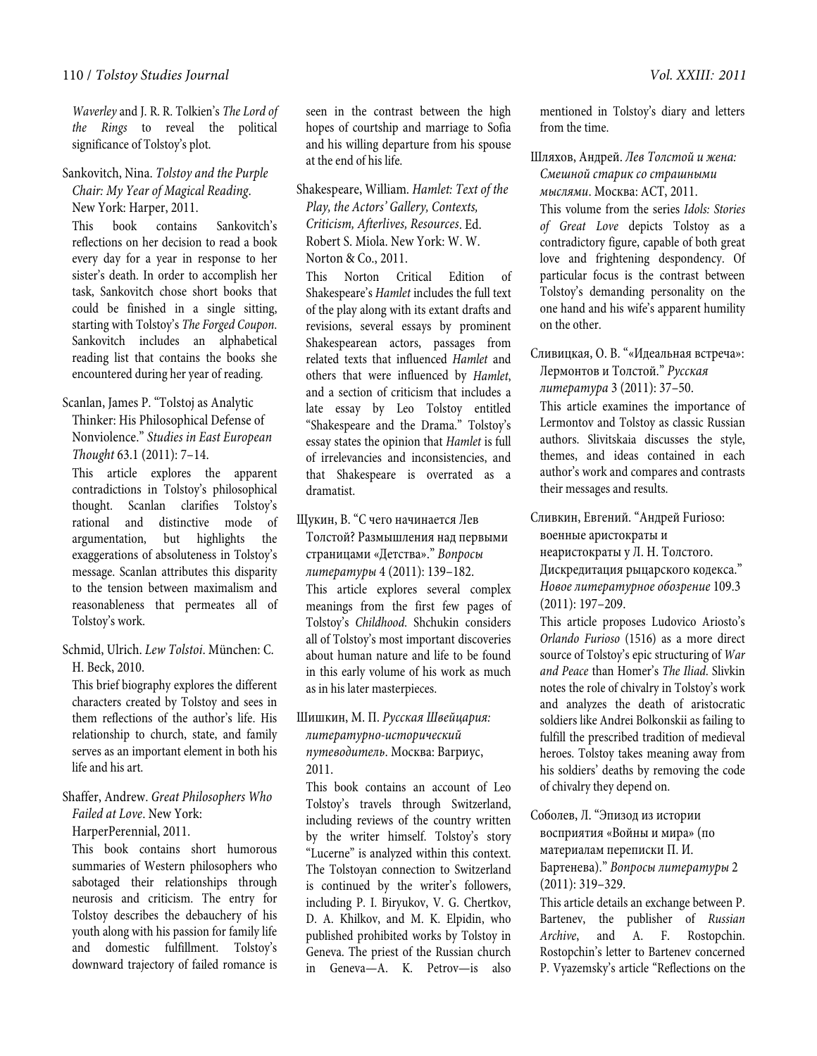*Waverley* and J. R. R. Tolkien's *The Lord of the Rings* to reveal the political significance of Tolstoy's plot.

Sankovitch, Nina. *Tolstoy and the Purple Chair: My Year of Magical Reading*. New York: Harper, 2011.

This book contains Sankovitch's reflections on her decision to read a book every day for a year in response to her sister's death. In order to accomplish her task, Sankovitch chose short books that could be finished in a single sitting, starting with Tolstoy's *The Forged Coupon*. Sankovitch includes an alphabetical reading list that contains the books she encountered during her year of reading.

Scanlan, James P. "Tolstoj as Analytic Thinker: His Philosophical Defense of Nonviolence." *Studies in East European Thought* 63.1 (2011): 7–14.

This article explores the apparent contradictions in Tolstoy's philosophical thought. Scanlan clarifies Tolstoy's rational and distinctive mode of argumentation, but highlights the exaggerations of absoluteness in Tolstoy's message. Scanlan attributes this disparity to the tension between maximalism and reasonableness that permeates all of Tolstoy's work.

Schmid, Ulrich. *Lew Tolstoi*. München: C. H. Beck, 2010.

This brief biography explores the different characters created by Tolstoy and sees in them reflections of the author's life. His relationship to church, state, and family serves as an important element in both his life and his art.

Shaffer, Andrew. *Great Philosophers Who Failed at Love*. New York: HarperPerennial, 2011.

This book contains short humorous summaries of Western philosophers who sabotaged their relationships through neurosis and criticism. The entry for Tolstoy describes the debauchery of his youth along with his passion for family life and domestic fulfillment. Tolstoy's downward trajectory of failed romance is seen in the contrast between the high hopes of courtship and marriage to Sofia and his willing departure from his spouse at the end of his life.

Shakespeare, William. *Hamlet: Text of the Play, the Actors' Gallery, Contexts, Criticism, Afterlives, Resources*. Ed. Robert S. Miola. New York: W. W. Norton & Co., 2011.

This Norton Critical Edition of Shakespeare's *Hamlet* includes the full text of the play along with its extant drafts and revisions, several essays by prominent Shakespearean actors, passages from related texts that influenced *Hamlet* and others that were influenced by *Hamlet*, and a section of criticism that includes a late essay by Leo Tolstoy entitled "Shakespeare and the Drama." Tolstoy's essay states the opinion that *Hamlet* is full of irrelevancies and inconsistencies, and that Shakespeare is overrated as a dramatist.

Щукин, В. "С чего начинается Лев Толстой? Размышления над первыми страницами «Детства»." *Вопросы литературы* 4 (2011): 139–182.

This article explores several complex meanings from the first few pages of Tolstoy's *Childhood*. Shchukin considers all of Tolstoy's most important discoveries about human nature and life to be found in this early volume of his work as much as in his later masterpieces.

Шишкин, М. П. *Русская Швейцария: литературно-исторический путеводитель*. Москва: Вагриус, 2011.

This book contains an account of Leo Tolstoy's travels through Switzerland, including reviews of the country written by the writer himself. Tolstoy's story "Lucerne" is analyzed within this context. The Tolstoyan connection to Switzerland is continued by the writer's followers, including P. I. Biryukov, V. G. Chertkov, D. A. Khilkov, and M. K. Elpidin, who published prohibited works by Tolstoy in Geneva. The priest of the Russian church in Geneva—A. K. Petrov—is also mentioned in Tolstoy's diary and letters from the time.

Шляхов, Андрей. *Лев Толстой и жена: Смешной старик со страшными мыслями*. Москва: АСТ, 2011.

This volume from the series *Idols: Stories of Great Love* depicts Tolstoy as a contradictory figure, capable of both great love and frightening despondency. Of particular focus is the contrast between Tolstoy's demanding personality on the one hand and his wife's apparent humility on the other.

Сливицкая, О. В. "«Идеальная встреча»: Лермонтов и Толстой." *Русская литература* 3 (2011): 37–50.

This article examines the importance of Lermontov and Tolstoy as classic Russian authors. Slivitskaia discusses the style, themes, and ideas contained in each author's work and compares and contrasts their messages and results.

Сливкин, Евгений. "Андрей Furioso: военные аристократы и неаристократы у Л. Н. Толстого. Дискредитация рыцарского кодекса." *Новое литературное обозрение* 109.3 (2011): 197–209.

This article proposes Ludovico Ariosto's *Orlando Furioso* (1516) as a more direct source of Tolstoy's epic structuring of *War and Peace* than Homer's *The Iliad*. Slivkin notes the role of chivalry in Tolstoy's work and analyzes the death of aristocratic soldiers like Andrei Bolkonskii as failing to fulfill the prescribed tradition of medieval heroes. Tolstoy takes meaning away from his soldiers' deaths by removing the code of chivalry they depend on.

Соболев, Л. "Эпизод из истории восприятия «Войны и мира» (по материалам переписки П. И. Бартенева)." *Вопросы литературы* 2 (2011): 319–329.

This article details an exchange between P. Bartenev, the publisher of *Russian Archive*, and A. F. Rostopchin. Rostopchin's letter to Bartenev concerned P. Vyazemsky's article "Reflections on the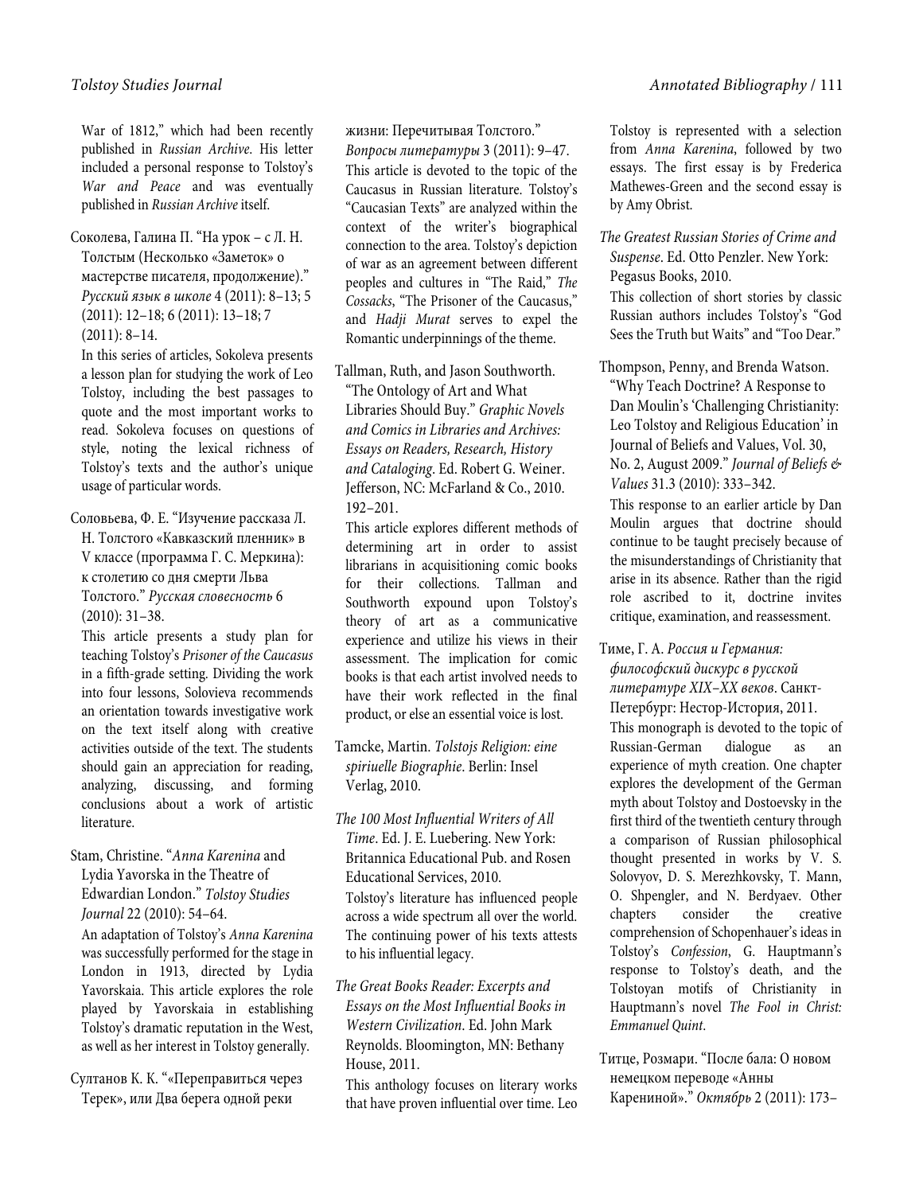War of 1812," which had been recently published in *Russian Archive*. His letter included a personal response to Tolstoy's *War and Peace* and was eventually published in *Russian Archive* itself.

Соколева, Галина П. "На урок – с Л. Н. Толстым (Несколько «Заметок» о мастерстве писателя, продолжение)." *Русский язык в школе* 4 (2011): 8–13; 5 (2011): 12–18; 6 (2011): 13–18; 7 (2011): 8–14.

In this series of articles, Sokoleva presents a lesson plan for studying the work of Leo Tolstoy, including the best passages to quote and the most important works to read. Sokoleva focuses on questions of style, noting the lexical richness of Tolstoy's texts and the author's unique usage of particular words.

Соловьева, Ф. Е. "Изучение рассказа Л. Н. Толстого «Кавказский пленник» в V классе (программа Г. С. Меркина): к столетию со дня смерти Льва Толстого." *Русская словесность* 6 (2010): 31–38.

This article presents a study plan for teaching Tolstoy's *Prisoner of the Caucasus* in a fifth-grade setting. Dividing the work into four lessons, Solovieva recommends an orientation towards investigative work on the text itself along with creative activities outside of the text. The students should gain an appreciation for reading, analyzing, discussing, and forming conclusions about a work of artistic literature.

Stam, Christine. "*Anna Karenina* and Lydia Yavorska in the Theatre of Edwardian London." *Tolstoy Studies Journal* 22 (2010): 54–64.

An adaptation of Tolstoy's *Anna Karenina* was successfully performed for the stage in London in 1913, directed by Lydia Yavorskaia. This article explores the role played by Yavorskaia in establishing Tolstoy's dramatic reputation in the West, as well as her interest in Tolstoy generally.

Султанов К. К. "«Переправиться через Терек», или Два берега одной реки жизни: Перечитывая Толстого." *Вопросы литературы* 3 (2011): 9–47.

This article is devoted to the topic of the Caucasus in Russian literature. Tolstoy's "Caucasian Texts" are analyzed within the context of the writer's biographical connection to the area. Tolstoy's depiction of war as an agreement between different peoples and cultures in "The Raid," *The Cossacks*, "The Prisoner of the Caucasus," and *Hadji Murat* serves to expel the Romantic underpinnings of the theme.

Tallman, Ruth, and Jason Southworth. "The Ontology of Art and What Libraries Should Buy." *Graphic Novels and Comics in Libraries and Archives: Essays on Readers, Research, History and Cataloging*. Ed. Robert G. Weiner. Jefferson, NC: McFarland & Co., 2010. 192–201.

This article explores different methods of determining art in order to assist librarians in acquisitioning comic books for their collections. Tallman and Southworth expound upon Tolstoy's theory of art as a communicative experience and utilize his views in their assessment. The implication for comic books is that each artist involved needs to have their work reflected in the final product, or else an essential voice is lost.

Tamcke, Martin. *Tolstojs Religion: eine spiriuelle Biographie*. Berlin: Insel Verlag, 2010.

*The 100 Most Influential Writers of All Time*. Ed. J. E. Luebering. New York: Britannica Educational Pub. and Rosen Educational Services, 2010.

Tolstoy's literature has influenced people across a wide spectrum all over the world. The continuing power of his texts attests to his influential legacy.

*The Great Books Reader: Excerpts and Essays on the Most Influential Books in Western Civilization*. Ed. John Mark Reynolds. Bloomington, MN: Bethany House, 2011.

This anthology focuses on literary works that have proven influential over time. Leo Tolstoy is represented with a selection from *Anna Karenina*, followed by two essays. The first essay is by Frederica Mathewes-Green and the second essay is by Amy Obrist.

*The Greatest Russian Stories of Crime and Suspense*. Ed. Otto Penzler. New York: Pegasus Books, 2010.

This collection of short stories by classic Russian authors includes Tolstoy's "God Sees the Truth but Waits" and "Too Dear."

Thompson, Penny, and Brenda Watson. "Why Teach Doctrine? A Response to Dan Moulin's 'Challenging Christianity: Leo Tolstoy and Religious Education' in Journal of Beliefs and Values, Vol. 30, No. 2, August 2009." *Journal of Beliefs & Values* 31.3 (2010): 333–342.

This response to an earlier article by Dan Moulin argues that doctrine should continue to be taught precisely because of the misunderstandings of Christianity that arise in its absence. Rather than the rigid role ascribed to it, doctrine invites critique, examination, and reassessment.

Тиме, Г. А. *Россия и Германия: философский дискурс в русской литературе XIX–XX веков*. Санкт-Петербург: Нестор-История, 2011.

This monograph is devoted to the topic of Russian-German dialogue as an experience of myth creation. One chapter explores the development of the German myth about Tolstoy and Dostoevsky in the first third of the twentieth century through a comparison of Russian philosophical thought presented in works by V. S. Solovyov, D. S. Merezhkovsky, T. Mann, O. Shpengler, and N. Berdyaev. Other chapters consider the creative comprehension of Schopenhauer's ideas in Tolstoy's *Confession*, G. Hauptmann's response to Tolstoy's death, and the Tolstoyan motifs of Christianity in Hauptmann's novel *The Fool in Christ: Emmanuel Quint*.

Титце, Розмари. "После бала: О новом немецком переводе «Анны Карениной»." *Октябрь* 2 (2011): 173–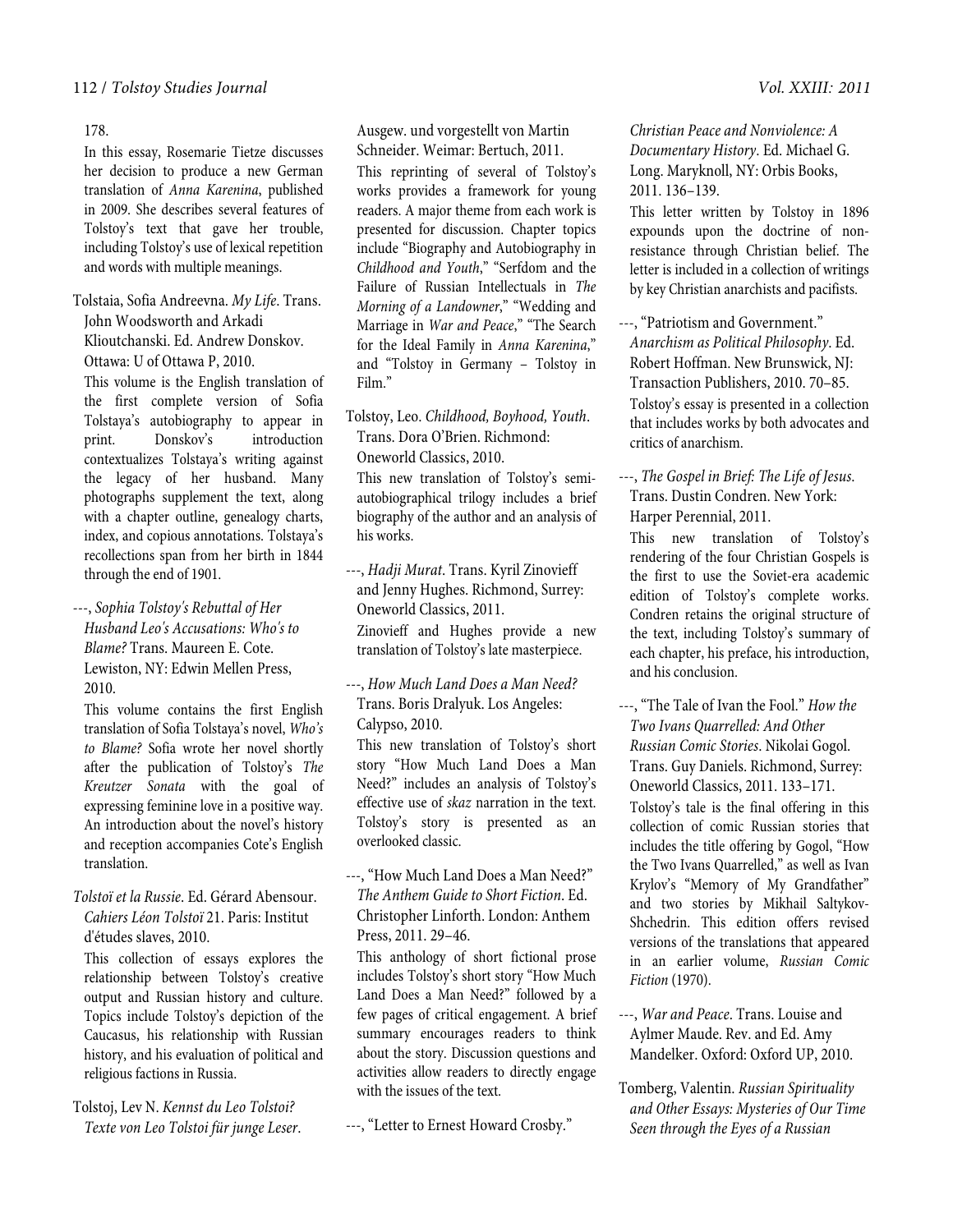178.

In this essay, Rosemarie Tietze discusses her decision to produce a new German translation of *Anna Karenina*, published in 2009. She describes several features of Tolstoy's text that gave her trouble, including Tolstoy's use of lexical repetition and words with multiple meanings.

Tolstaia, Sofia Andreevna. *My Life*. Trans. John Woodsworth and Arkadi Klioutchanski. Ed. Andrew Donskov. Ottawa: U of Ottawa P, 2010.

This volume is the English translation of the first complete version of Sofia Tolstaya's autobiography to appear in print. Donskov's introduction contextualizes Tolstaya's writing against the legacy of her husband. Many photographs supplement the text, along with a chapter outline, genealogy charts, index, and copious annotations. Tolstaya's recollections span from her birth in 1844 through the end of 1901.

---, *Sophia Tolstoy's Rebuttal of Her Husband Leo's Accusations: Who's to Blame?* Trans. Maureen E. Cote. Lewiston, NY: Edwin Mellen Press, 2010.

This volume contains the first English translation of Sofia Tolstaya's novel, *Who's to Blame?* Sofia wrote her novel shortly after the publication of Tolstoy's *The Kreutzer Sonata* with the goal of expressing feminine love in a positive way. An introduction about the novel's history and reception accompanies Cote's English translation.

*Tolstoï et la Russie*. Ed. Gérard Abensour. *Cahiers Léon Tolstoï* 21. Paris: Institut d'études slaves, 2010.

This collection of essays explores the relationship between Tolstoy's creative output and Russian history and culture. Topics include Tolstoy's depiction of the Caucasus, his relationship with Russian history, and his evaluation of political and religious factions in Russia.

Tolstoj, Lev N. *Kennst du Leo Tolstoi? Texte von Leo Tolstoi für junge Leser*. Ausgew. und vorgestellt von Martin Schneider. Weimar: Bertuch, 2011.

This reprinting of several of Tolstoy's works provides a framework for young readers. A major theme from each work is presented for discussion. Chapter topics include "Biography and Autobiography in *Childhood and Youth*," "Serfdom and the Failure of Russian Intellectuals in *The Morning of a Landowner*," "Wedding and Marriage in *War and Peace*," "The Search for the Ideal Family in *Anna Karenina*," and "Tolstoy in Germany – Tolstoy in Film."

Tolstoy, Leo. *Childhood, Boyhood, Youth*. Trans. Dora O'Brien. Richmond: Oneworld Classics, 2010.

This new translation of Tolstoy's semi-autobiographical trilogy includes a brief biography of the author and an analysis of his works.

---, *Hadji Murat*. Trans. Kyril Zinovieff and Jenny Hughes. Richmond, Surrey: Oneworld Classics, 2011.

Zinovieff and Hughes provide a new translation of Tolstoy's late masterpiece.

---, *How Much Land Does a Man Need?* Trans. Boris Dralyuk. Los Angeles: Calypso, 2010.

This new translation of Tolstoy's short story "How Much Land Does a Man Need?" includes an analysis of Tolstoy's effective use of *skaz* narration in the text. Tolstoy's story is presented as an overlooked classic.

---, "How Much Land Does a Man Need?" *The Anthem Guide to Short Fiction*. Ed. Christopher Linforth. London: Anthem Press, 2011. 29–46.

This anthology of short fictional prose includes Tolstoy's short story "How Much Land Does a Man Need?" followed by a few pages of critical engagement. A brief summary encourages readers to think about the story. Discussion questions and activities allow readers to directly engage with the issues of the text.

---, "Letter to Ernest Howard Crosby." *Christian Peace and Nonviolence: A Documentary History*. Ed. Michael G. Long. Maryknoll, NY: Orbis Books, 2011. 136–139.

This letter written by Tolstoy in 1896 expounds upon the doctrine of non-resistance through Christian belief. The letter is included in a collection of writings by key Christian anarchists and pacifists.

---, "Patriotism and Government." *Anarchism as Political Philosophy*. Ed. Robert Hoffman. New Brunswick, NJ: Transaction Publishers, 2010. 70–85.

Tolstoy's essay is presented in a collection that includes works by both advocates and critics of anarchism.

---, *The Gospel in Brief: The Life of Jesus*. Trans. Dustin Condren. New York: Harper Perennial, 2011.

This new translation of Tolstoy's rendering of the four Christian Gospels is the first to use the Soviet-era academic edition of Tolstoy's complete works. Condren retains the original structure of the text, including Tolstoy's summary of each chapter, his preface, his introduction, and his conclusion.

---, "The Tale of Ivan the Fool." *How the Two Ivans Quarrelled: And Other Russian Comic Stories*. Nikolai Gogol. Trans. Guy Daniels. Richmond, Surrey: Oneworld Classics, 2011. 133–171.

Tolstoy's tale is the final offering in this collection of comic Russian stories that includes the title offering by Gogol, "How the Two Ivans Quarrelled," as well as Ivan Krylov's "Memory of My Grandfather" and two stories by Mikhail Saltykov-Shchedrin. This edition offers revised versions of the translations that appeared in an earlier volume, *Russian Comic Fiction* (1970).

---, *War and Peace*. Trans. Louise and Aylmer Maude. Rev. and Ed. Amy Mandelker. Oxford: Oxford UP, 2010.

Tomberg, Valentin. *Russian Spirituality and Other Essays: Mysteries of Our Time Seen through the Eyes of a Russian*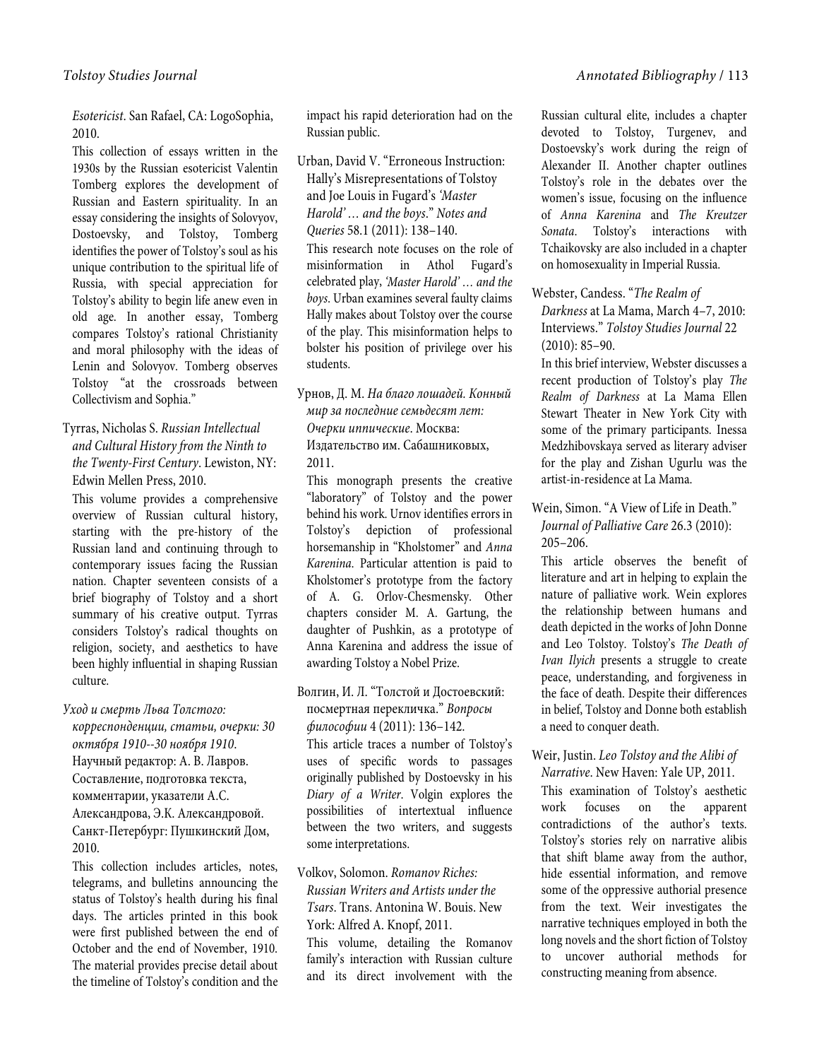*Esotericist*. San Rafael, CA: LogoSophia, 2010.

This collection of essays written in the 1930s by the Russian esotericist Valentin Tomberg explores the development of Russian and Eastern spirituality. In an essay considering the insights of Solovyov, Dostoevsky, and Tolstoy, Tomberg identifies the power of Tolstoy's soul as his unique contribution to the spiritual life of Russia, with special appreciation for Tolstoy's ability to begin life anew even in old age. In another essay, Tomberg compares Tolstoy's rational Christianity and moral philosophy with the ideas of Lenin and Solovyov. Tomberg observes Tolstoy "at the crossroads between Collectivism and Sophia."

Tyrras, Nicholas S. *Russian Intellectual and Cultural History from the Ninth to the Twenty-First Century*. Lewiston, NY: Edwin Mellen Press, 2010.

This volume provides a comprehensive overview of Russian cultural history, starting with the pre-history of the Russian land and continuing through to contemporary issues facing the Russian nation. Chapter seventeen consists of a brief biography of Tolstoy and a short summary of his creative output. Tyrras considers Tolstoy's radical thoughts on religion, society, and aesthetics to have been highly influential in shaping Russian culture.

*Уход и смерть Льва Толстого: корреспонденции, статьи, очерки: 30 октября 1910--30 ноября 1910*. Научный редактор: А. В. Лавров. Составление, подготовка текста, комментарии, указатели А.С. Александрова, Э.К. Александровой. Санкт-Петербург: Пушкинский Дом, 2010.

This collection includes articles, notes, telegrams, and bulletins announcing the status of Tolstoy's health during his final days. The articles printed in this book were first published between the end of October and the end of November, 1910. The material provides precise detail about the timeline of Tolstoy's condition and the impact his rapid deterioration had on the Russian public.

Urban, David V. "Erroneous Instruction: Hally's Misrepresentations of Tolstoy and Joe Louis in Fugard's *'Master Harold' … and the boys*." *Notes and Queries* 58.1 (2011): 138–140.

This research note focuses on the role of misinformation in Athol Fugard's celebrated play, *'Master Harold' … and the boys*. Urban examines several faulty claims Hally makes about Tolstoy over the course of the play. This misinformation helps to bolster his position of privilege over his students.

Урнов, Д. М. *На благо лошадей. Конный мир за последние семьдесят лет: Очерки иппические*. Москва: Издательство им. Сабашниковых, 2011.

This monograph presents the creative "laboratory" of Tolstoy and the power behind his work. Urnov identifies errors in Tolstoy's depiction of professional horsemanship in "Kholstomer" and *Anna Karenina*. Particular attention is paid to Kholstomer's prototype from the factory of A. G. Orlov-Chesmensky. Other chapters consider M. A. Gartung, the daughter of Pushkin, as a prototype of Anna Karenina and address the issue of awarding Tolstoy a Nobel Prize.

Волгин, И. Л. "Толстой и Достоевский: посмертная перекличка." *Вопросы философии* 4 (2011): 136–142.

This article traces a number of Tolstoy's uses of specific words to passages originally published by Dostoevsky in his *Diary of a Writer*. Volgin explores the possibilities of intertextual influence between the two writers, and suggests some interpretations.

Volkov, Solomon. *Romanov Riches: Russian Writers and Artists under the Tsars*. Trans. Antonina W. Bouis. New York: Alfred A. Knopf, 2011.

This volume, detailing the Romanov family's interaction with Russian culture and its direct involvement with the Russian cultural elite, includes a chapter devoted to Tolstoy, Turgenev, and Dostoevsky's work during the reign of Alexander II. Another chapter outlines Tolstoy's role in the debates over the women's issue, focusing on the influence of *Anna Karenina* and *The Kreutzer Sonata*. Tolstoy's interactions with Tchaikovsky are also included in a chapter on homosexuality in Imperial Russia.

Webster, Candess. "*The Realm of Darkness* at La Mama, March 4–7, 2010: Interviews." *Tolstoy Studies Journal* 22 (2010): 85–90.

In this brief interview, Webster discusses a recent production of Tolstoy's play *The Realm of Darkness* at La Mama Ellen Stewart Theater in New York City with some of the primary participants. Inessa Medzhibovskaya served as literary adviser for the play and Zishan Ugurlu was the artist-in-residence at La Mama.

Wein, Simon. "A View of Life in Death." *Journal of Palliative Care* 26.3 (2010): 205–206.

This article observes the benefit of literature and art in helping to explain the nature of palliative work. Wein explores the relationship between humans and death depicted in the works of John Donne and Leo Tolstoy. Tolstoy's *The Death of Ivan Ilyich* presents a struggle to create peace, understanding, and forgiveness in the face of death. Despite their differences in belief, Tolstoy and Donne both establish a need to conquer death.

Weir, Justin. *Leo Tolstoy and the Alibi of Narrative*. New Haven: Yale UP, 2011.

This examination of Tolstoy's aesthetic work focuses on the apparent contradictions of the author's texts. Tolstoy's stories rely on narrative alibis that shift blame away from the author, hide essential information, and remove some of the oppressive authorial presence from the text. Weir investigates the narrative techniques employed in both the long novels and the short fiction of Tolstoy to uncover authorial methods for constructing meaning from absence.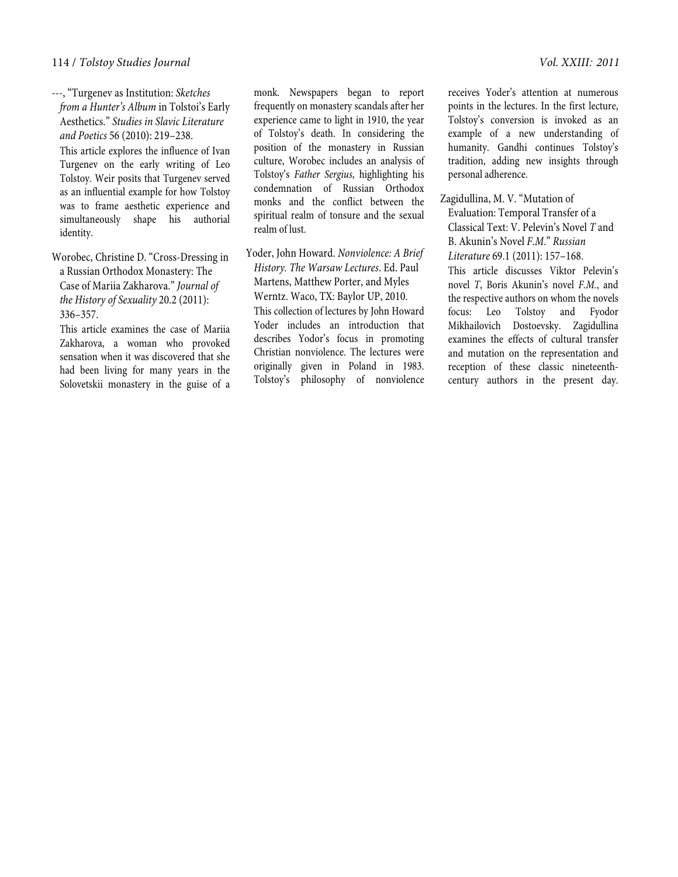---, "Turgenev as Institution: *Sketches from a Hunter's Album* in Tolstoi's Early Aesthetics." *Studies in Slavic Literature and Poetics* 56 (2010): 219–238.

This article explores the influence of Ivan Turgenev on the early writing of Leo Tolstoy. Weir posits that Turgenev served as an influential example for how Tolstoy was to frame aesthetic experience and simultaneously shape his authorial identity.

Worobec, Christine D. "Cross-Dressing in a Russian Orthodox Monastery: The Case of Mariia Zakharova." *Journal of the History of Sexuality* 20.2 (2011): 336–357.

This article examines the case of Mariia Zakharova, a woman who provoked sensation when it was discovered that she had been living for many years in the Solovetskii monastery in the guise of a monk. Newspapers began to report frequently on monastery scandals after her experience came to light in 1910, the year of Tolstoy's death. In considering the position of the monastery in Russian culture, Worobec includes an analysis of Tolstoy's *Father Sergius*, highlighting his condemnation of Russian Orthodox monks and the conflict between the spiritual realm of tonsure and the sexual realm of lust.

Yoder, John Howard. *Nonviolence: A Brief History. The Warsaw Lectures*. Ed. Paul Martens, Matthew Porter, and Myles Werntz. Waco, TX: Baylor UP, 2010.

This collection of lectures by John Howard Yoder includes an introduction that describes Yodor's focus in promoting Christian nonviolence. The lectures were originally given in Poland in 1983. Tolstoy's philosophy of nonviolence receives Yoder's attention at numerous points in the lectures. In the first lecture, Tolstoy's conversion is invoked as an example of a new understanding of humanity. Gandhi continues Tolstoy's tradition, adding new insights through personal adherence.

Zagidullina, M. V. "Mutation of Evaluation: Temporal Transfer of a Classical Text: V. Pelevin's Novel *T* and B. Akunin's Novel *F.M*." *Russian Literature* 69.1 (2011): 157–168.

This article discusses Viktor Pelevin's novel *T*, Boris Akunin's novel *F.M.*, and the respective authors on whom the novels focus: Leo Tolstoy and Fyodor Mikhailovich Dostoevsky. Zagidullina examines the effects of cultural transfer and mutation on the representation and reception of these classic nineteenth-century authors in the present day.